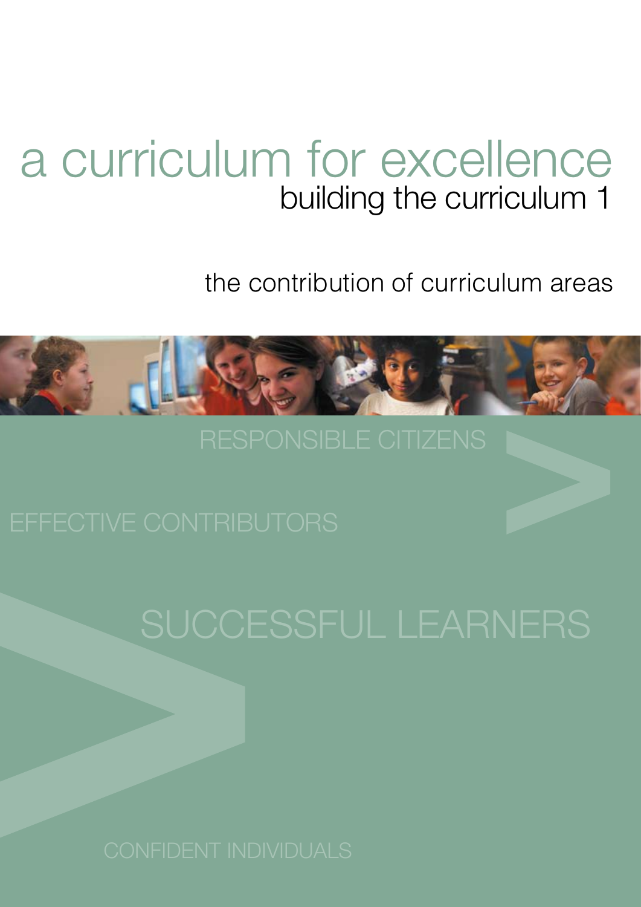# a curriculum for excellence

## building the curriculum 1

### the contribution of curriculum areas

RESPONSIBLE CITIZENS

EFFECTIVE CONTRIBUTORS

SUCCESSFUL LEARNERS

CONFIDENT INDIVIDUALS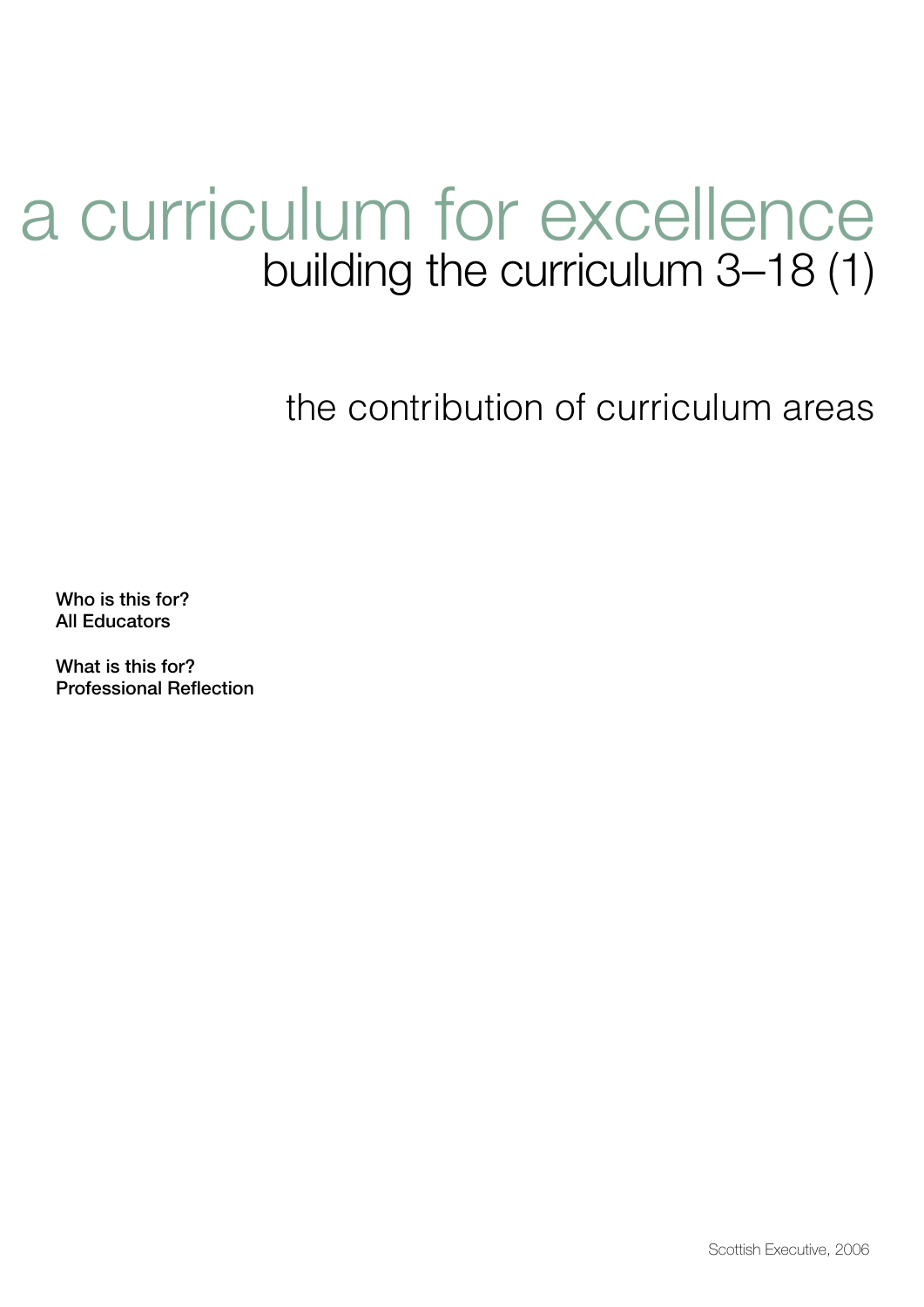# a curriculum for excellence

## building the curriculum 3–18 (1)

## the contribution of curriculum areas

**Who is this for?**
**All Educators**

**What is this for?**
**Professional Reflection**

Scottish Executive, 2006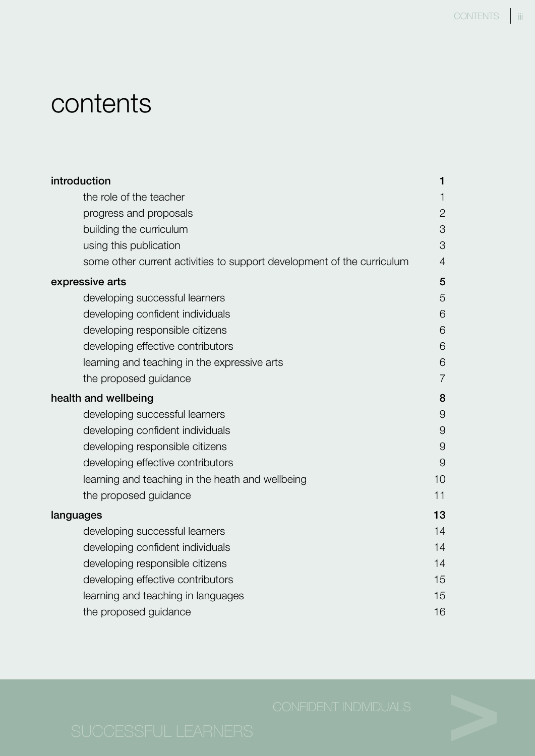# contents

| | |
|---|---|
| **introduction** | **1** |
| the role of the teacher | 1 |
| progress and proposals | 2 |
| building the curriculum | 3 |
| using this publication | 3 |
| some other current activities to support development of the curriculum | 4 |
| **expressive arts** | **5** |
| developing successful learners | 5 |
| developing confident individuals | 6 |
| developing responsible citizens | 6 |
| developing effective contributors | 6 |
| learning and teaching in the expressive arts | 6 |
| the proposed guidance | 7 |
| **health and wellbeing** | **8** |
| developing successful learners | 9 |
| developing confident individuals | 9 |
| developing responsible citizens | 9 |
| developing effective contributors | 9 |
| learning and teaching in the heath and wellbeing | 10 |
| the proposed guidance | 11 |
| **languages** | **13** |
| developing successful learners | 14 |
| developing confident individuals | 14 |
| developing responsible citizens | 14 |
| developing effective contributors | 15 |
| learning and teaching in languages | 15 |
| the proposed guidance | 16 |

CONFIDENT INDIVIDUALS

SUCCESSFUL LEARNERS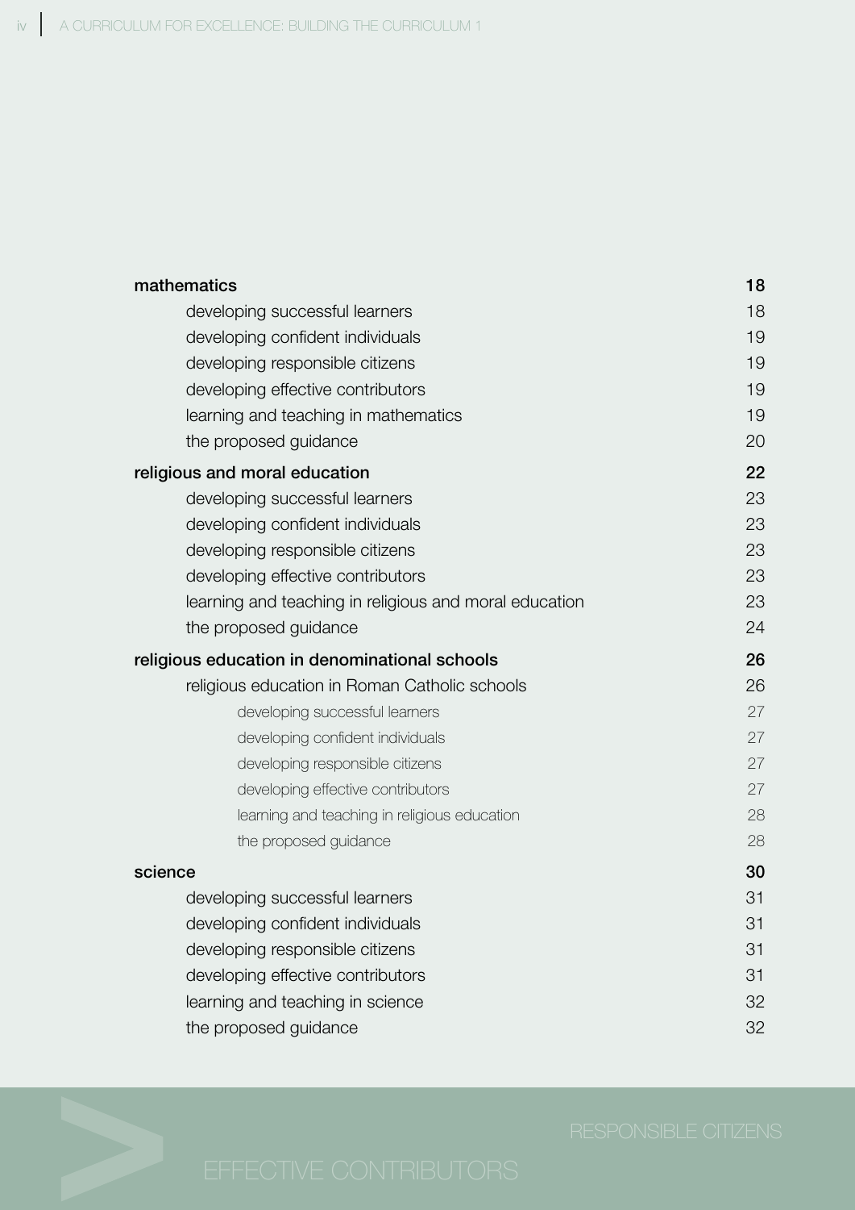| | |
|---|---|
| **mathematics** | **18** |
| developing successful learners | 18 |
| developing confident individuals | 19 |
| developing responsible citizens | 19 |
| developing effective contributors | 19 |
| learning and teaching in mathematics | 19 |
| the proposed guidance | 20 |
| **religious and moral education** | **22** |
| developing successful learners | 23 |
| developing confident individuals | 23 |
| developing responsible citizens | 23 |
| developing effective contributors | 23 |
| learning and teaching in religious and moral education | 23 |
| the proposed guidance | 24 |
| **religious education in denominational schools** | **26** |
| religious education in Roman Catholic schools | 26 |
| developing successful learners | 27 |
| developing confident individuals | 27 |
| developing responsible citizens | 27 |
| developing effective contributors | 27 |
| learning and teaching in religious education | 28 |
| the proposed guidance | 28 |
| **science** | **30** |
| developing successful learners | 31 |
| developing confident individuals | 31 |
| developing responsible citizens | 31 |
| developing effective contributors | 31 |
| learning and teaching in science | 32 |
| the proposed guidance | 32 |

RESPONSIBLE CITIZENS

EFFECTIVE CONTRIBUTORS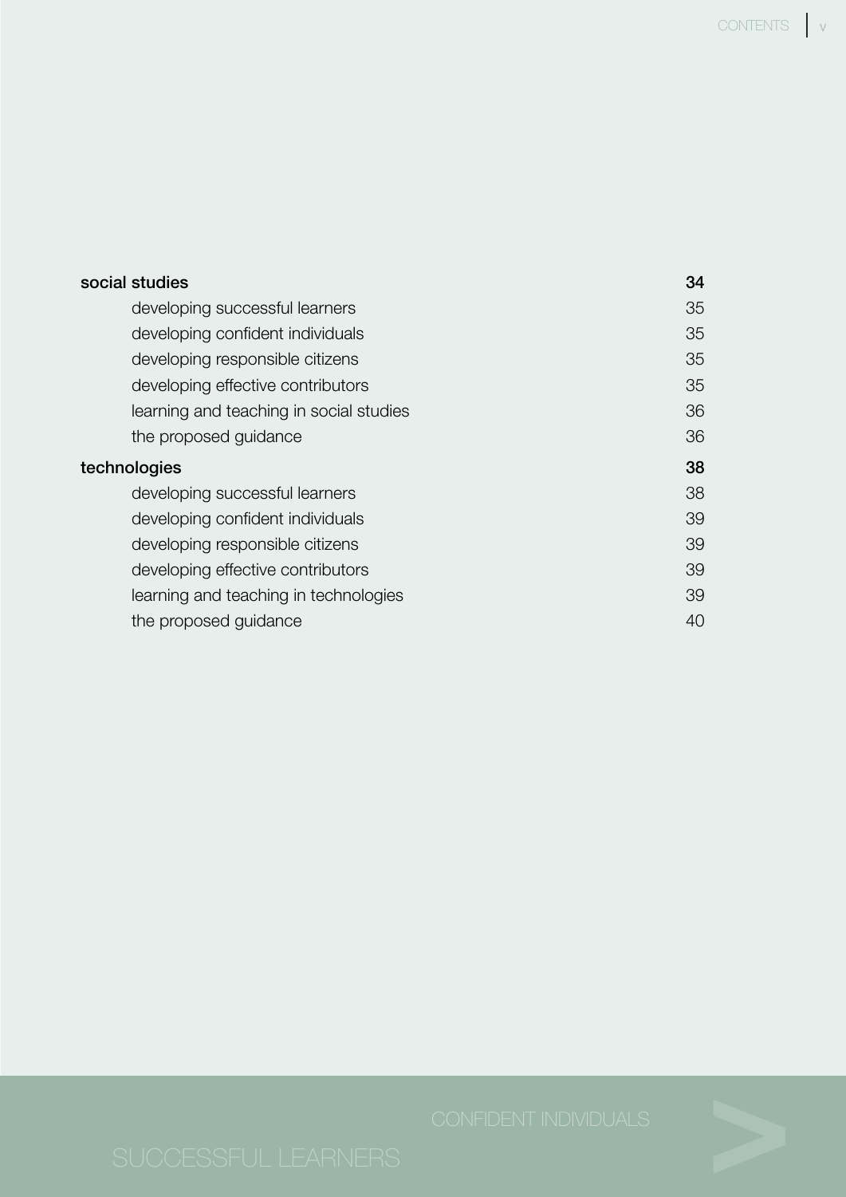| | |
|---|---|
| **social studies** | **34** |
| developing successful learners | 35 |
| developing confident individuals | 35 |
| developing responsible citizens | 35 |
| developing effective contributors | 35 |
| learning and teaching in social studies | 36 |
| the proposed guidance | 36 |
| **technologies** | **38** |
| developing successful learners | 38 |
| developing confident individuals | 39 |
| developing responsible citizens | 39 |
| developing effective contributors | 39 |
| learning and teaching in technologies | 39 |
| the proposed guidance | 40 |

CONFIDENT INDIVIDUALS

SUCCESSFUL LEARNERS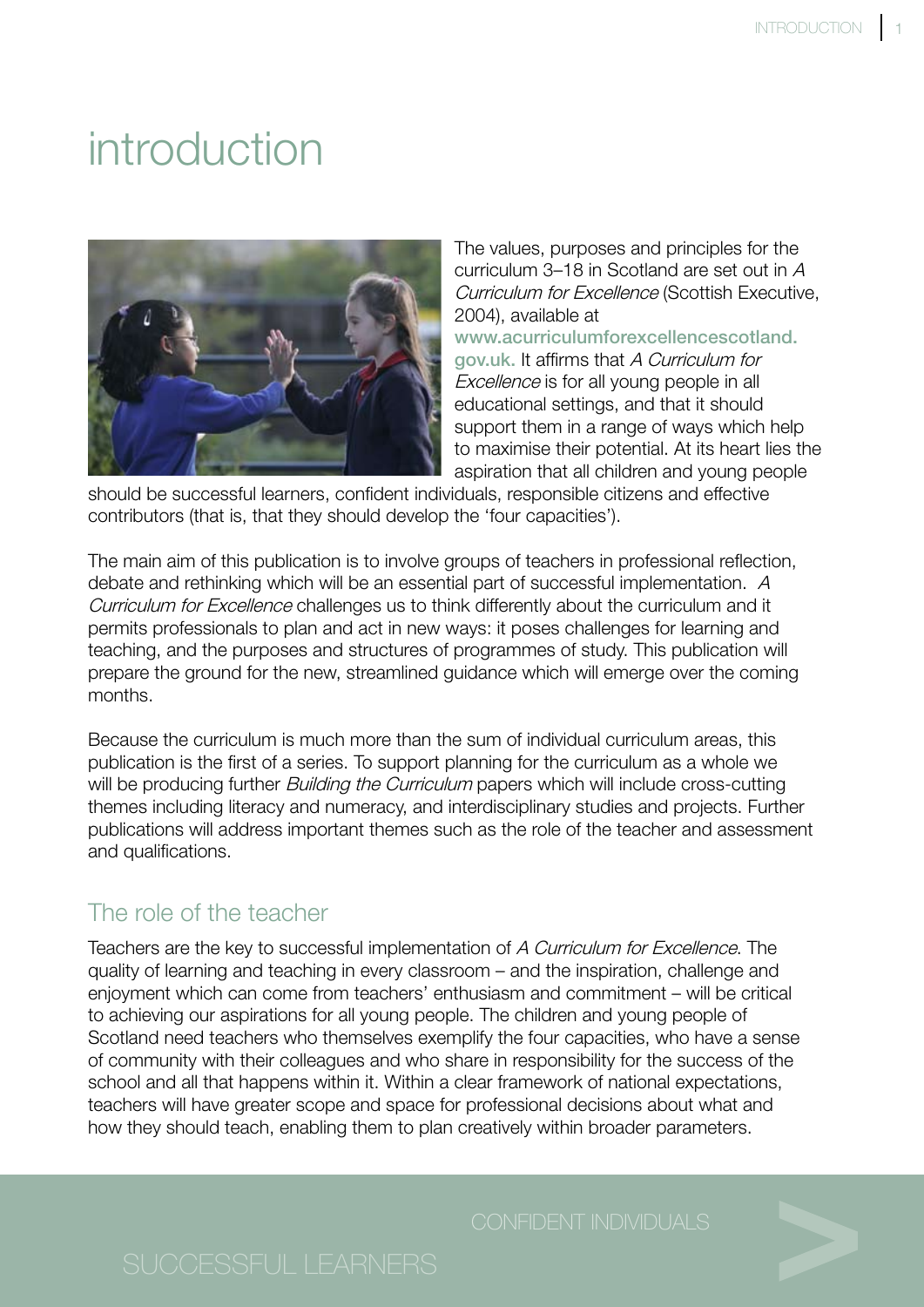# introduction

The values, purposes and principles for the curriculum 3–18 in Scotland are set out in *A Curriculum for Excellence* (Scottish Executive, 2004), available at **www.acurriculumforexcellencescotland.gov.uk.** It affirms that *A Curriculum for Excellence* is for all young people in all educational settings, and that it should support them in a range of ways which help to maximise their potential. At its heart lies the aspiration that all children and young people should be successful learners, confident individuals, responsible citizens and effective contributors (that is, that they should develop the 'four capacities').

The main aim of this publication is to involve groups of teachers in professional reflection, debate and rethinking which will be an essential part of successful implementation. *A Curriculum for Excellence* challenges us to think differently about the curriculum and it permits professionals to plan and act in new ways: it poses challenges for learning and teaching, and the purposes and structures of programmes of study. This publication will prepare the ground for the new, streamlined guidance which will emerge over the coming months.

Because the curriculum is much more than the sum of individual curriculum areas, this publication is the first of a series. To support planning for the curriculum as a whole we will be producing further *Building the Curriculum* papers which will include cross-cutting themes including literacy and numeracy, and interdisciplinary studies and projects. Further publications will address important themes such as the role of the teacher and assessment and qualifications.

## The role of the teacher

Teachers are the key to successful implementation of *A Curriculum for Excellence*. The quality of learning and teaching in every classroom – and the inspiration, challenge and enjoyment which can come from teachers' enthusiasm and commitment – will be critical to achieving our aspirations for all young people. The children and young people of Scotland need teachers who themselves exemplify the four capacities, who have a sense of community with their colleagues and who share in responsibility for the success of the school and all that happens within it. Within a clear framework of national expectations, teachers will have greater scope and space for professional decisions about what and how they should teach, enabling them to plan creatively within broader parameters.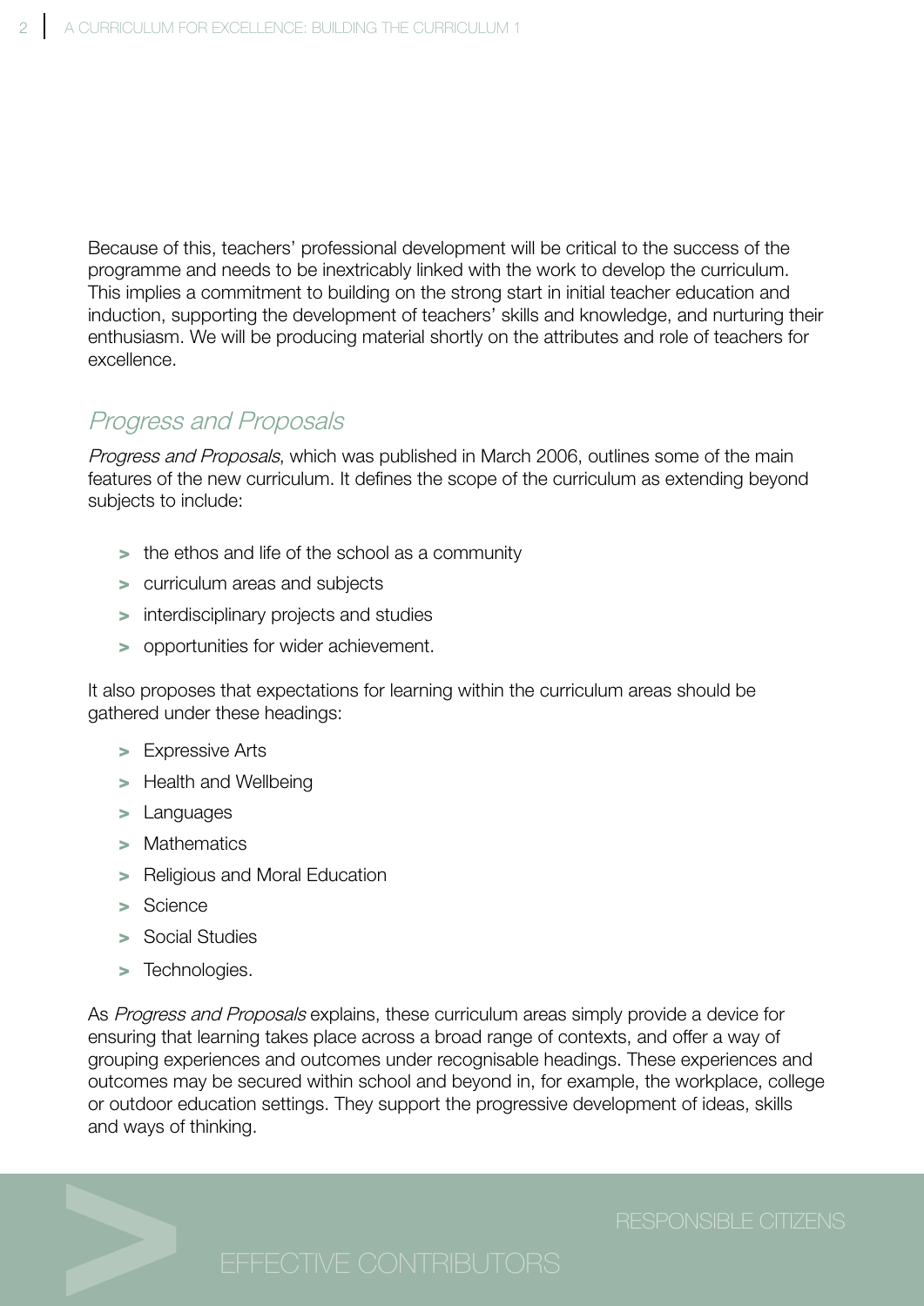Because of this, teachers' professional development will be critical to the success of the programme and needs to be inextricably linked with the work to develop the curriculum. This implies a commitment to building on the strong start in initial teacher education and induction, supporting the development of teachers' skills and knowledge, and nurturing their enthusiasm. We will be producing material shortly on the attributes and role of teachers for excellence.

## *Progress and Proposals*

*Progress and Proposals*, which was published in March 2006, outlines some of the main features of the new curriculum. It defines the scope of the curriculum as extending beyond subjects to include:

- the ethos and life of the school as a community
- curriculum areas and subjects
- interdisciplinary projects and studies
- opportunities for wider achievement.

It also proposes that expectations for learning within the curriculum areas should be gathered under these headings:

- Expressive Arts
- Health and Wellbeing
- Languages
- Mathematics
- Religious and Moral Education
- Science
- Social Studies
- Technologies.

As *Progress and Proposals* explains, these curriculum areas simply provide a device for ensuring that learning takes place across a broad range of contexts, and offer a way of grouping experiences and outcomes under recognisable headings. These experiences and outcomes may be secured within school and beyond in, for example, the workplace, college or outdoor education settings. They support the progressive development of ideas, skills and ways of thinking.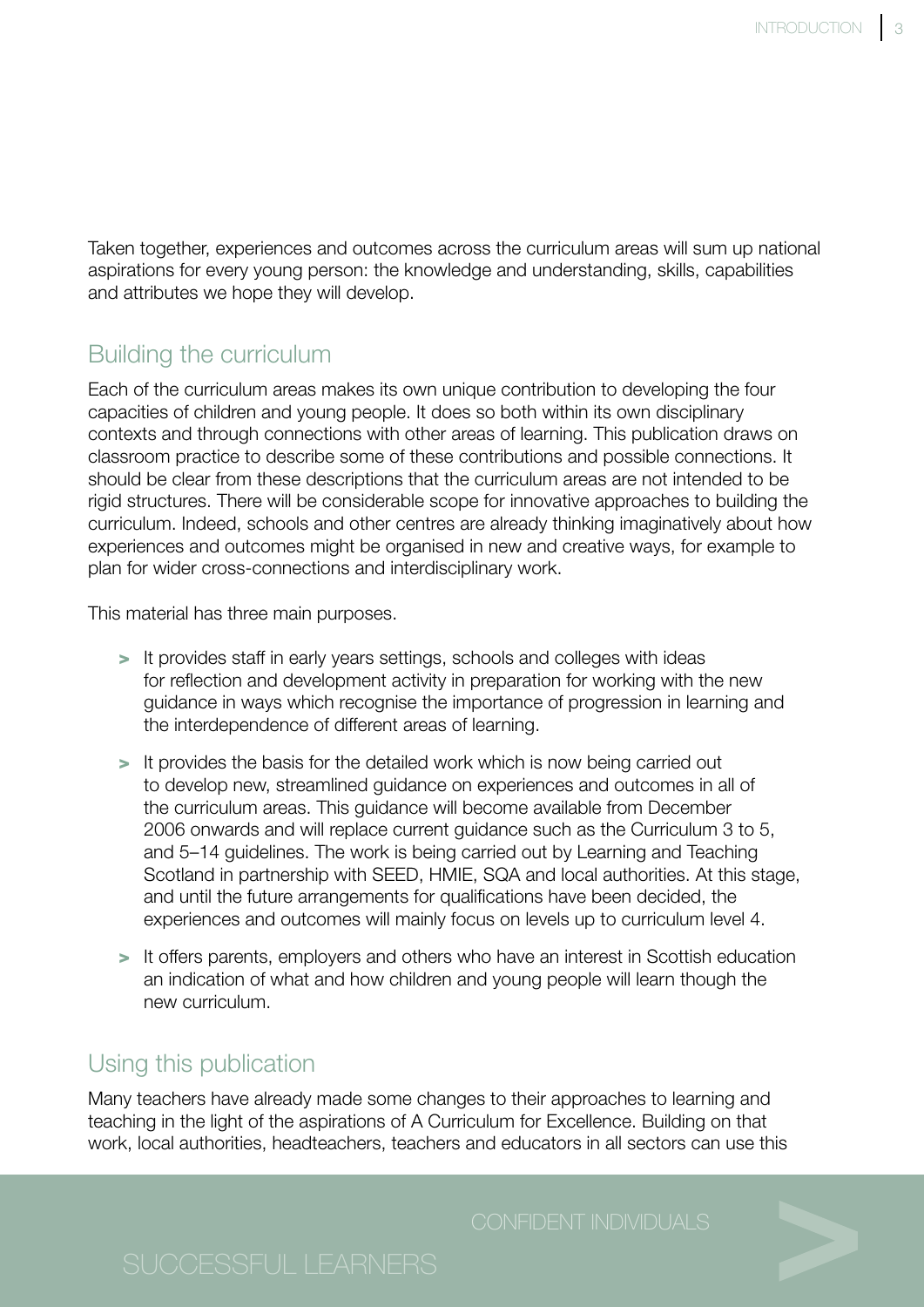Taken together, experiences and outcomes across the curriculum areas will sum up national aspirations for every young person: the knowledge and understanding, skills, capabilities and attributes we hope they will develop.

## Building the curriculum

Each of the curriculum areas makes its own unique contribution to developing the four capacities of children and young people. It does so both within its own disciplinary contexts and through connections with other areas of learning. This publication draws on classroom practice to describe some of these contributions and possible connections. It should be clear from these descriptions that the curriculum areas are not intended to be rigid structures. There will be considerable scope for innovative approaches to building the curriculum. Indeed, schools and other centres are already thinking imaginatively about how experiences and outcomes might be organised in new and creative ways, for example to plan for wider cross-connections and interdisciplinary work.

This material has three main purposes.

- It provides staff in early years settings, schools and colleges with ideas for reflection and development activity in preparation for working with the new guidance in ways which recognise the importance of progression in learning and the interdependence of different areas of learning.
- It provides the basis for the detailed work which is now being carried out to develop new, streamlined guidance on experiences and outcomes in all of the curriculum areas. This guidance will become available from December 2006 onwards and will replace current guidance such as the Curriculum 3 to 5, and 5–14 guidelines. The work is being carried out by Learning and Teaching Scotland in partnership with SEED, HMIE, SQA and local authorities. At this stage, and until the future arrangements for qualifications have been decided, the experiences and outcomes will mainly focus on levels up to curriculum level 4.
- It offers parents, employers and others who have an interest in Scottish education an indication of what and how children and young people will learn though the new curriculum.

## Using this publication

Many teachers have already made some changes to their approaches to learning and teaching in the light of the aspirations of A Curriculum for Excellence. Building on that work, local authorities, headteachers, teachers and educators in all sectors can use this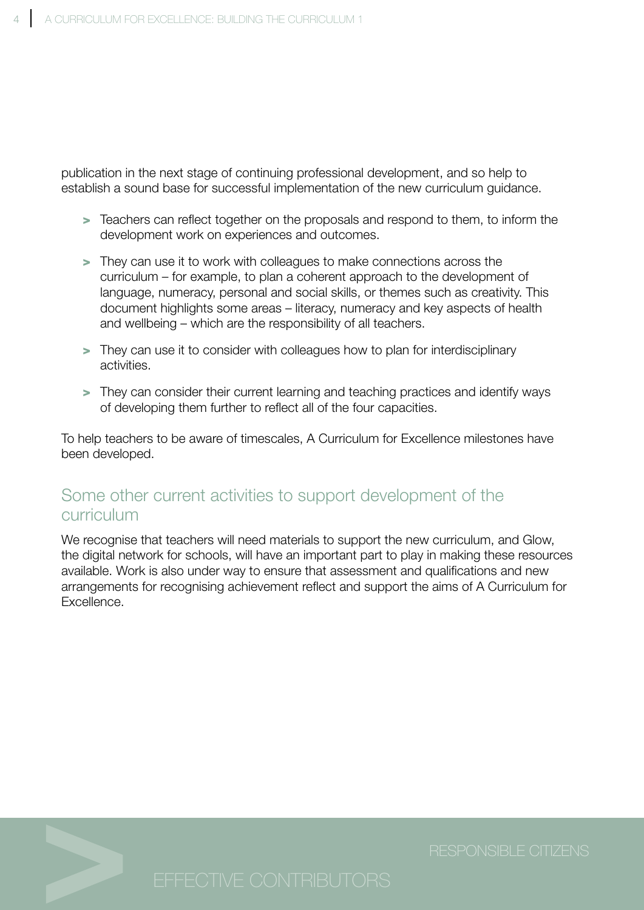publication in the next stage of continuing professional development, and so help to establish a sound base for successful implementation of the new curriculum guidance.

- Teachers can reflect together on the proposals and respond to them, to inform the development work on experiences and outcomes.
- They can use it to work with colleagues to make connections across the curriculum – for example, to plan a coherent approach to the development of language, numeracy, personal and social skills, or themes such as creativity. This document highlights some areas – literacy, numeracy and key aspects of health and wellbeing – which are the responsibility of all teachers.
- They can use it to consider with colleagues how to plan for interdisciplinary activities.
- They can consider their current learning and teaching practices and identify ways of developing them further to reflect all of the four capacities.

To help teachers to be aware of timescales, A Curriculum for Excellence milestones have been developed.

## Some other current activities to support development of the curriculum

We recognise that teachers will need materials to support the new curriculum, and Glow, the digital network for schools, will have an important part to play in making these resources available. Work is also under way to ensure that assessment and qualifications and new arrangements for recognising achievement reflect and support the aims of A Curriculum for Excellence.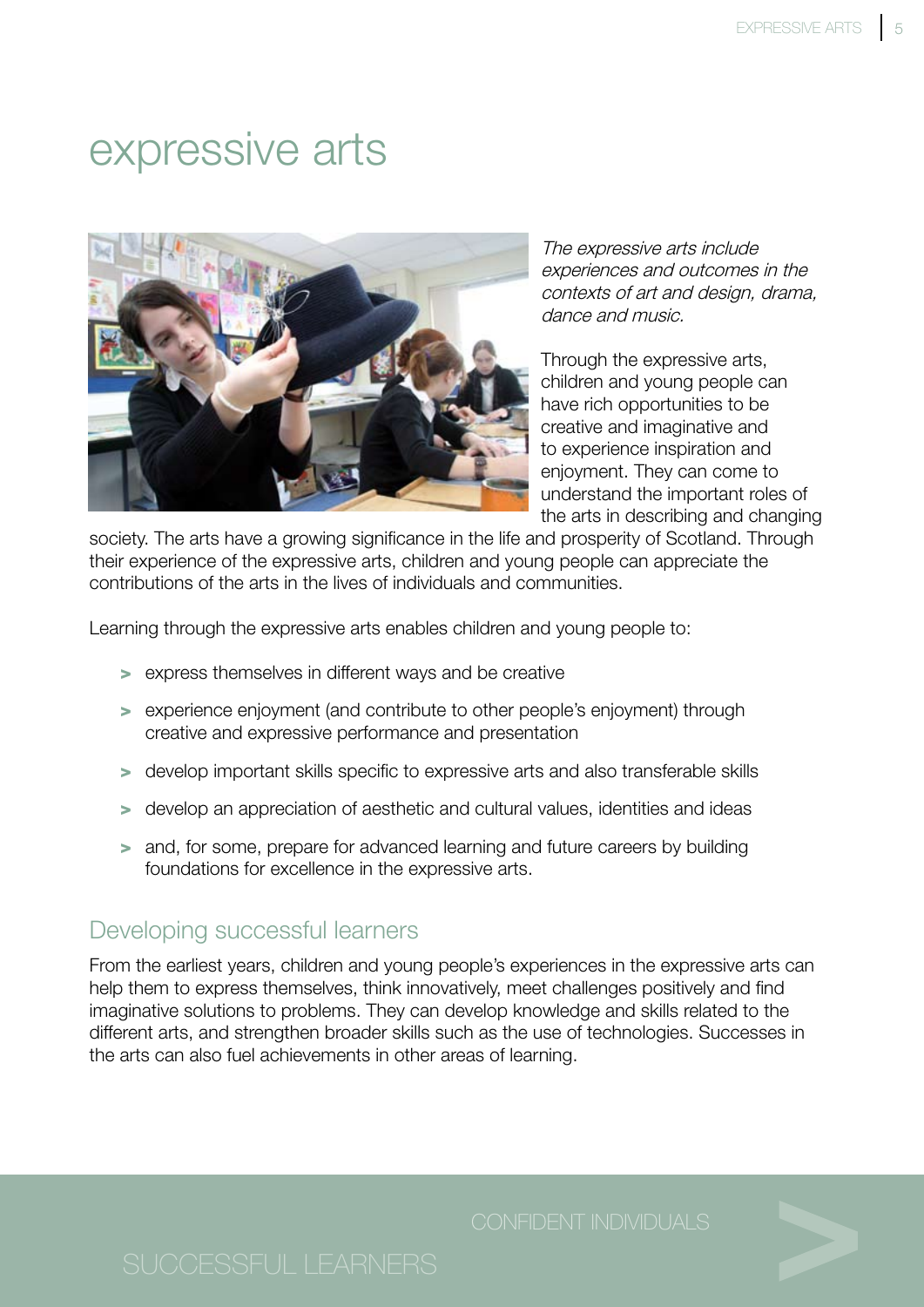# expressive arts

*The expressive arts include experiences and outcomes in the contexts of art and design, drama, dance and music.*

Through the expressive arts, children and young people can have rich opportunities to be creative and imaginative and to experience inspiration and enjoyment. They can come to understand the important roles of the arts in describing and changing society. The arts have a growing significance in the life and prosperity of Scotland. Through their experience of the expressive arts, children and young people can appreciate the contributions of the arts in the lives of individuals and communities.

Learning through the expressive arts enables children and young people to:

- express themselves in different ways and be creative
- experience enjoyment (and contribute to other people's enjoyment) through creative and expressive performance and presentation
- develop important skills specific to expressive arts and also transferable skills
- develop an appreciation of aesthetic and cultural values, identities and ideas
- and, for some, prepare for advanced learning and future careers by building foundations for excellence in the expressive arts.

## Developing successful learners

From the earliest years, children and young people's experiences in the expressive arts can help them to express themselves, think innovatively, meet challenges positively and find imaginative solutions to problems. They can develop knowledge and skills related to the different arts, and strengthen broader skills such as the use of technologies. Successes in the arts can also fuel achievements in other areas of learning.

CONFIDENT INDIVIDUALS

SUCCESSFUL LEARNERS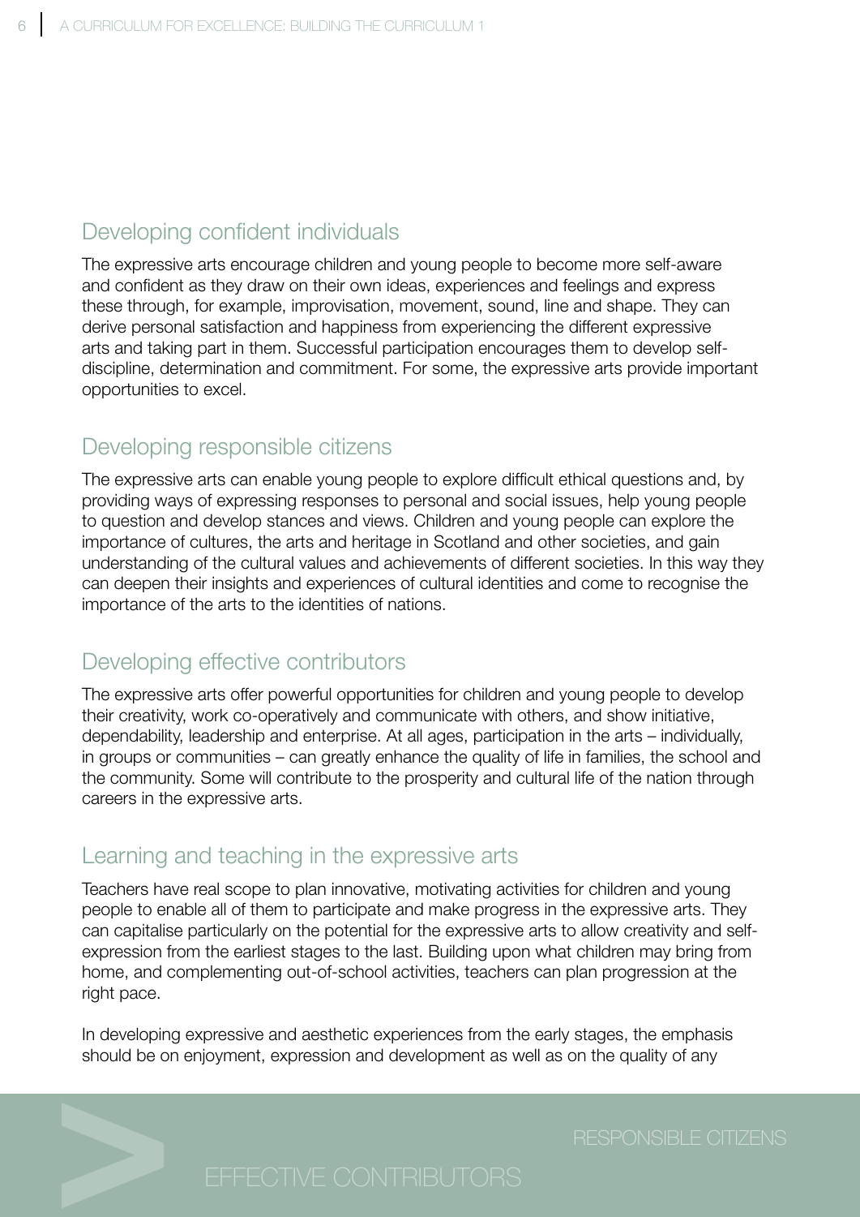## Developing confident individuals

The expressive arts encourage children and young people to become more self-aware and confident as they draw on their own ideas, experiences and feelings and express these through, for example, improvisation, movement, sound, line and shape. They can derive personal satisfaction and happiness from experiencing the different expressive arts and taking part in them. Successful participation encourages them to develop self-discipline, determination and commitment. For some, the expressive arts provide important opportunities to excel.

## Developing responsible citizens

The expressive arts can enable young people to explore difficult ethical questions and, by providing ways of expressing responses to personal and social issues, help young people to question and develop stances and views. Children and young people can explore the importance of cultures, the arts and heritage in Scotland and other societies, and gain understanding of the cultural values and achievements of different societies. In this way they can deepen their insights and experiences of cultural identities and come to recognise the importance of the arts to the identities of nations.

## Developing effective contributors

The expressive arts offer powerful opportunities for children and young people to develop their creativity, work co-operatively and communicate with others, and show initiative, dependability, leadership and enterprise. At all ages, participation in the arts – individually, in groups or communities – can greatly enhance the quality of life in families, the school and the community. Some will contribute to the prosperity and cultural life of the nation through careers in the expressive arts.

## Learning and teaching in the expressive arts

Teachers have real scope to plan innovative, motivating activities for children and young people to enable all of them to participate and make progress in the expressive arts. They can capitalise particularly on the potential for the expressive arts to allow creativity and self-expression from the earliest stages to the last. Building upon what children may bring from home, and complementing out-of-school activities, teachers can plan progression at the right pace.

In developing expressive and aesthetic experiences from the early stages, the emphasis should be on enjoyment, expression and development as well as on the quality of any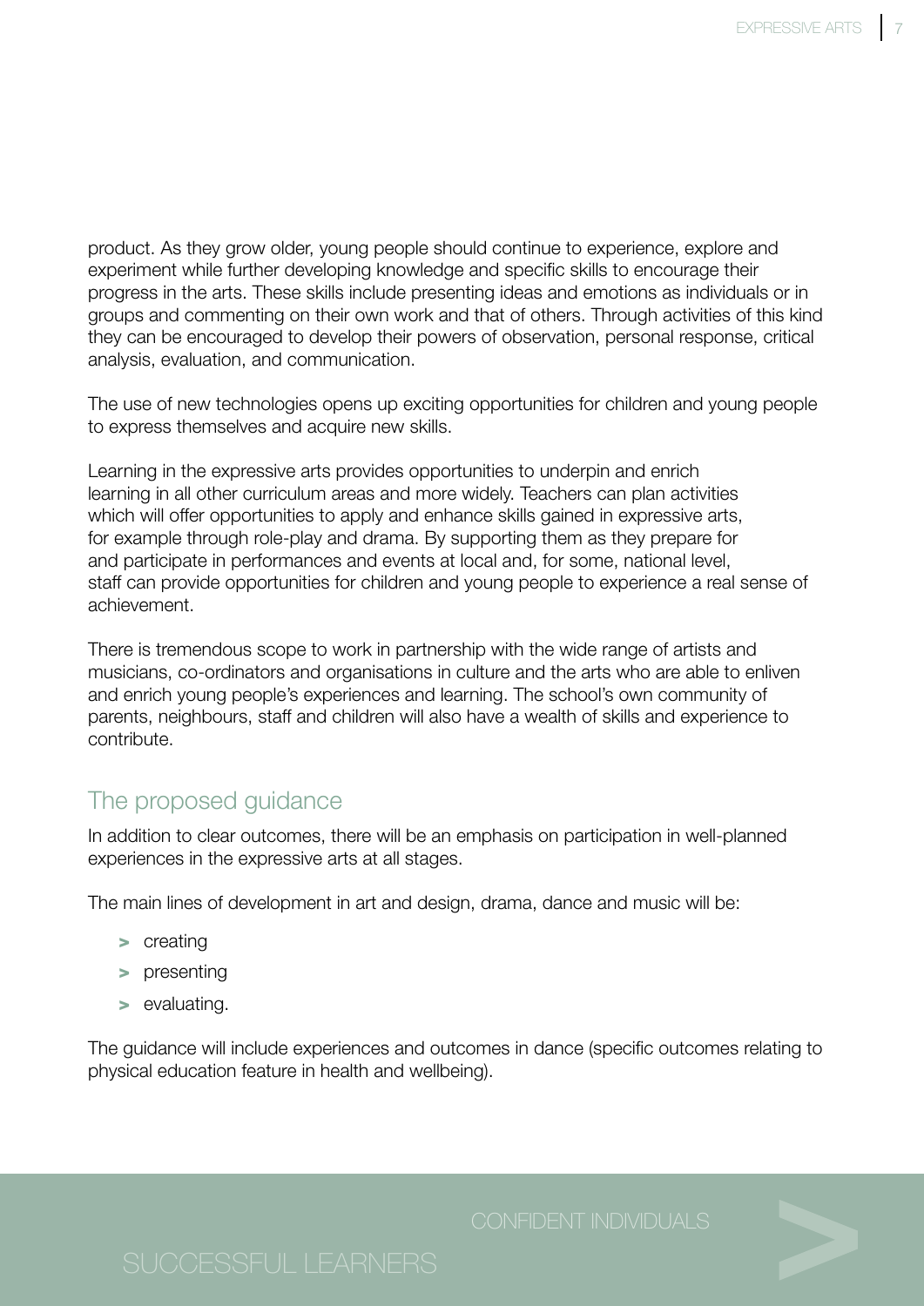product. As they grow older, young people should continue to experience, explore and experiment while further developing knowledge and specific skills to encourage their progress in the arts. These skills include presenting ideas and emotions as individuals or in groups and commenting on their own work and that of others. Through activities of this kind they can be encouraged to develop their powers of observation, personal response, critical analysis, evaluation, and communication.

The use of new technologies opens up exciting opportunities for children and young people to express themselves and acquire new skills.

Learning in the expressive arts provides opportunities to underpin and enrich learning in all other curriculum areas and more widely. Teachers can plan activities which will offer opportunities to apply and enhance skills gained in expressive arts, for example through role-play and drama. By supporting them as they prepare for and participate in performances and events at local and, for some, national level, staff can provide opportunities for children and young people to experience a real sense of achievement.

There is tremendous scope to work in partnership with the wide range of artists and musicians, co-ordinators and organisations in culture and the arts who are able to enliven and enrich young people's experiences and learning. The school's own community of parents, neighbours, staff and children will also have a wealth of skills and experience to contribute.

## The proposed guidance

In addition to clear outcomes, there will be an emphasis on participation in well-planned experiences in the expressive arts at all stages.

The main lines of development in art and design, drama, dance and music will be:

- creating
- presenting
- evaluating.

The guidance will include experiences and outcomes in dance (specific outcomes relating to physical education feature in health and wellbeing).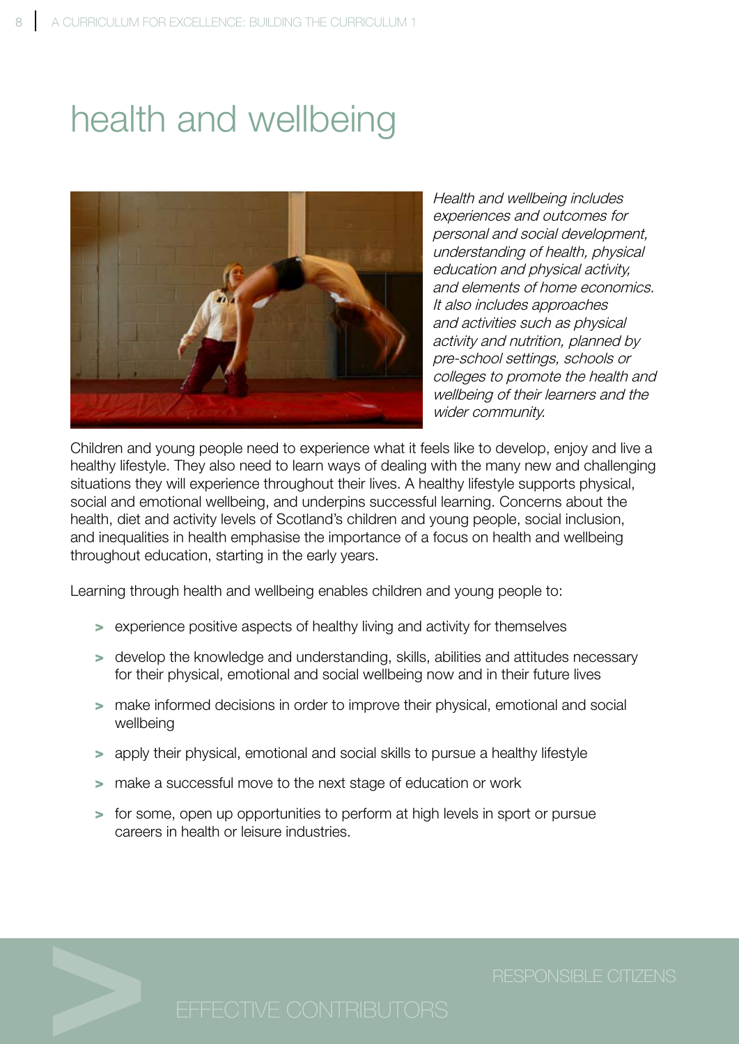# health and wellbeing

*Health and wellbeing includes experiences and outcomes for personal and social development, understanding of health, physical education and physical activity, and elements of home economics. It also includes approaches and activities such as physical activity and nutrition, planned by pre-school settings, schools or colleges to promote the health and wellbeing of their learners and the wider community.*

Children and young people need to experience what it feels like to develop, enjoy and live a healthy lifestyle. They also need to learn ways of dealing with the many new and challenging situations they will experience throughout their lives. A healthy lifestyle supports physical, social and emotional wellbeing, and underpins successful learning. Concerns about the health, diet and activity levels of Scotland's children and young people, social inclusion, and inequalities in health emphasise the importance of a focus on health and wellbeing throughout education, starting in the early years.

Learning through health and wellbeing enables children and young people to:

- experience positive aspects of healthy living and activity for themselves
- develop the knowledge and understanding, skills, abilities and attitudes necessary for their physical, emotional and social wellbeing now and in their future lives
- make informed decisions in order to improve their physical, emotional and social wellbeing
- apply their physical, emotional and social skills to pursue a healthy lifestyle
- make a successful move to the next stage of education or work
- for some, open up opportunities to perform at high levels in sport or pursue careers in health or leisure industries.

RESPONSIBLE CITIZENS

EFFECTIVE CONTRIBUTORS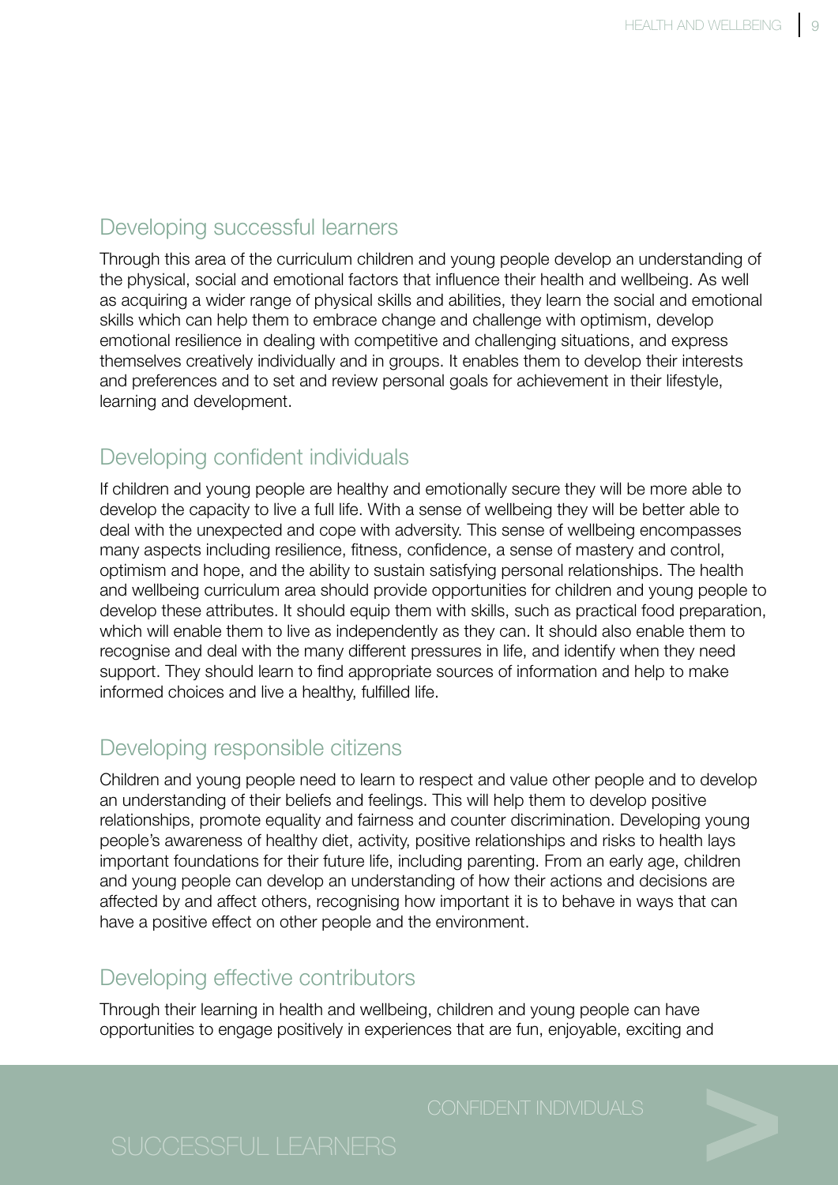## Developing successful learners

Through this area of the curriculum children and young people develop an understanding of the physical, social and emotional factors that influence their health and wellbeing. As well as acquiring a wider range of physical skills and abilities, they learn the social and emotional skills which can help them to embrace change and challenge with optimism, develop emotional resilience in dealing with competitive and challenging situations, and express themselves creatively individually and in groups. It enables them to develop their interests and preferences and to set and review personal goals for achievement in their lifestyle, learning and development.

## Developing confident individuals

If children and young people are healthy and emotionally secure they will be more able to develop the capacity to live a full life. With a sense of wellbeing they will be better able to deal with the unexpected and cope with adversity. This sense of wellbeing encompasses many aspects including resilience, fitness, confidence, a sense of mastery and control, optimism and hope, and the ability to sustain satisfying personal relationships. The health and wellbeing curriculum area should provide opportunities for children and young people to develop these attributes. It should equip them with skills, such as practical food preparation, which will enable them to live as independently as they can. It should also enable them to recognise and deal with the many different pressures in life, and identify when they need support. They should learn to find appropriate sources of information and help to make informed choices and live a healthy, fulfilled life.

## Developing responsible citizens

Children and young people need to learn to respect and value other people and to develop an understanding of their beliefs and feelings. This will help them to develop positive relationships, promote equality and fairness and counter discrimination. Developing young people's awareness of healthy diet, activity, positive relationships and risks to health lays important foundations for their future life, including parenting. From an early age, children and young people can develop an understanding of how their actions and decisions are affected by and affect others, recognising how important it is to behave in ways that can have a positive effect on other people and the environment.

## Developing effective contributors

Through their learning in health and wellbeing, children and young people can have opportunities to engage positively in experiences that are fun, enjoyable, exciting and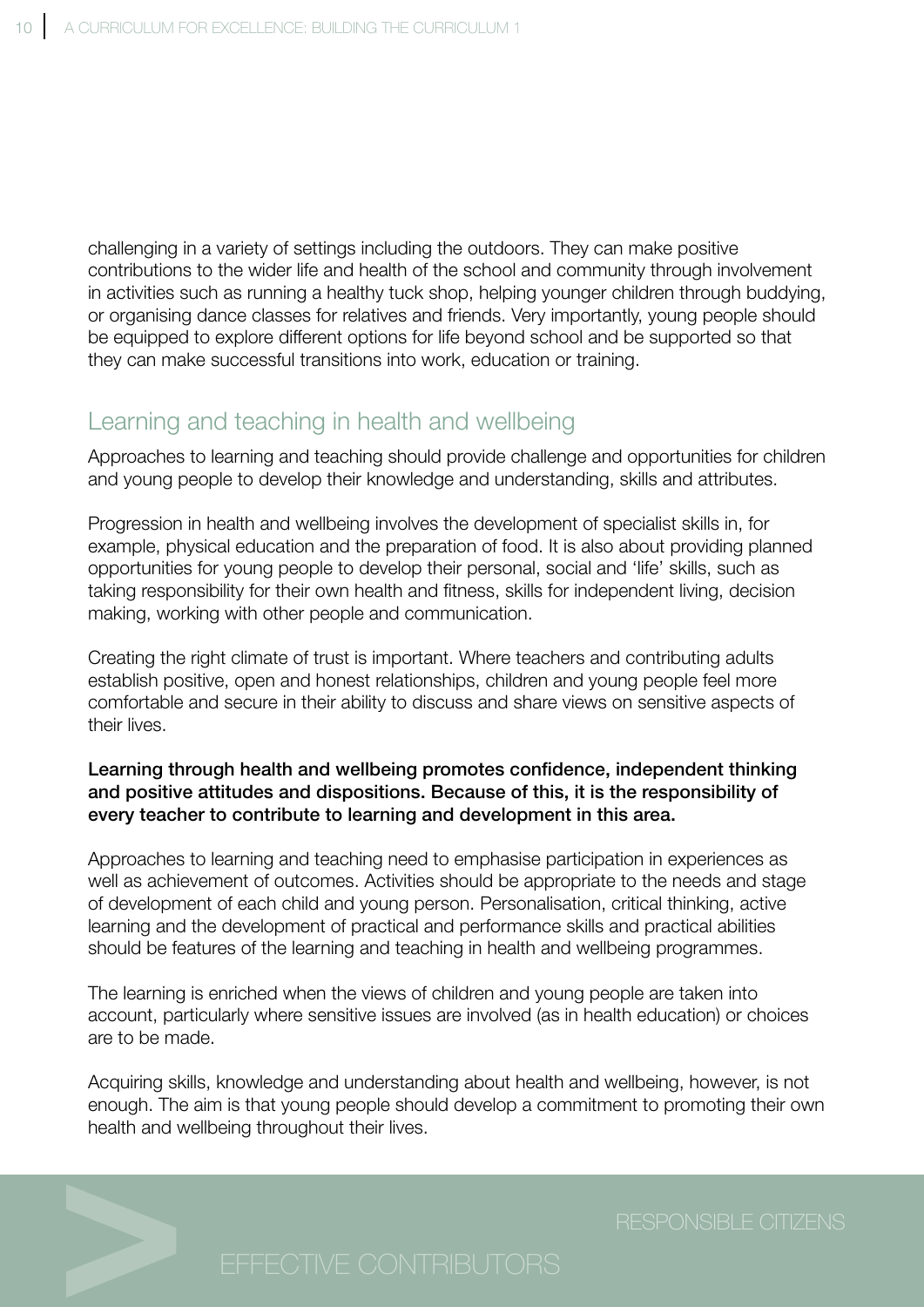challenging in a variety of settings including the outdoors. They can make positive contributions to the wider life and health of the school and community through involvement in activities such as running a healthy tuck shop, helping younger children through buddying, or organising dance classes for relatives and friends. Very importantly, young people should be equipped to explore different options for life beyond school and be supported so that they can make successful transitions into work, education or training.

## Learning and teaching in health and wellbeing

Approaches to learning and teaching should provide challenge and opportunities for children and young people to develop their knowledge and understanding, skills and attributes.

Progression in health and wellbeing involves the development of specialist skills in, for example, physical education and the preparation of food. It is also about providing planned opportunities for young people to develop their personal, social and 'life' skills, such as taking responsibility for their own health and fitness, skills for independent living, decision making, working with other people and communication.

Creating the right climate of trust is important. Where teachers and contributing adults establish positive, open and honest relationships, children and young people feel more comfortable and secure in their ability to discuss and share views on sensitive aspects of their lives.

**Learning through health and wellbeing promotes confidence, independent thinking and positive attitudes and dispositions. Because of this, it is the responsibility of every teacher to contribute to learning and development in this area.**

Approaches to learning and teaching need to emphasise participation in experiences as well as achievement of outcomes. Activities should be appropriate to the needs and stage of development of each child and young person. Personalisation, critical thinking, active learning and the development of practical and performance skills and practical abilities should be features of the learning and teaching in health and wellbeing programmes.

The learning is enriched when the views of children and young people are taken into account, particularly where sensitive issues are involved (as in health education) or choices are to be made.

Acquiring skills, knowledge and understanding about health and wellbeing, however, is not enough. The aim is that young people should develop a commitment to promoting their own health and wellbeing throughout their lives.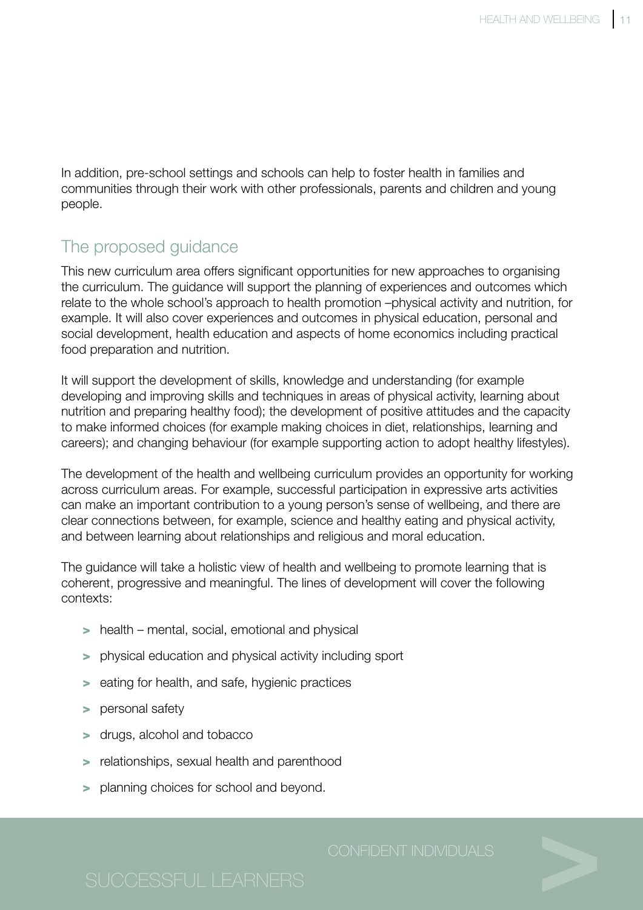In addition, pre-school settings and schools can help to foster health in families and communities through their work with other professionals, parents and children and young people.

## The proposed guidance

This new curriculum area offers significant opportunities for new approaches to organising the curriculum. The guidance will support the planning of experiences and outcomes which relate to the whole school's approach to health promotion –physical activity and nutrition, for example. It will also cover experiences and outcomes in physical education, personal and social development, health education and aspects of home economics including practical food preparation and nutrition.

It will support the development of skills, knowledge and understanding (for example developing and improving skills and techniques in areas of physical activity, learning about nutrition and preparing healthy food); the development of positive attitudes and the capacity to make informed choices (for example making choices in diet, relationships, learning and careers); and changing behaviour (for example supporting action to adopt healthy lifestyles).

The development of the health and wellbeing curriculum provides an opportunity for working across curriculum areas. For example, successful participation in expressive arts activities can make an important contribution to a young person's sense of wellbeing, and there are clear connections between, for example, science and healthy eating and physical activity, and between learning about relationships and religious and moral education.

The guidance will take a holistic view of health and wellbeing to promote learning that is coherent, progressive and meaningful. The lines of development will cover the following contexts:

- health – mental, social, emotional and physical
- physical education and physical activity including sport
- eating for health, and safe, hygienic practices
- personal safety
- drugs, alcohol and tobacco
- relationships, sexual health and parenthood
- planning choices for school and beyond.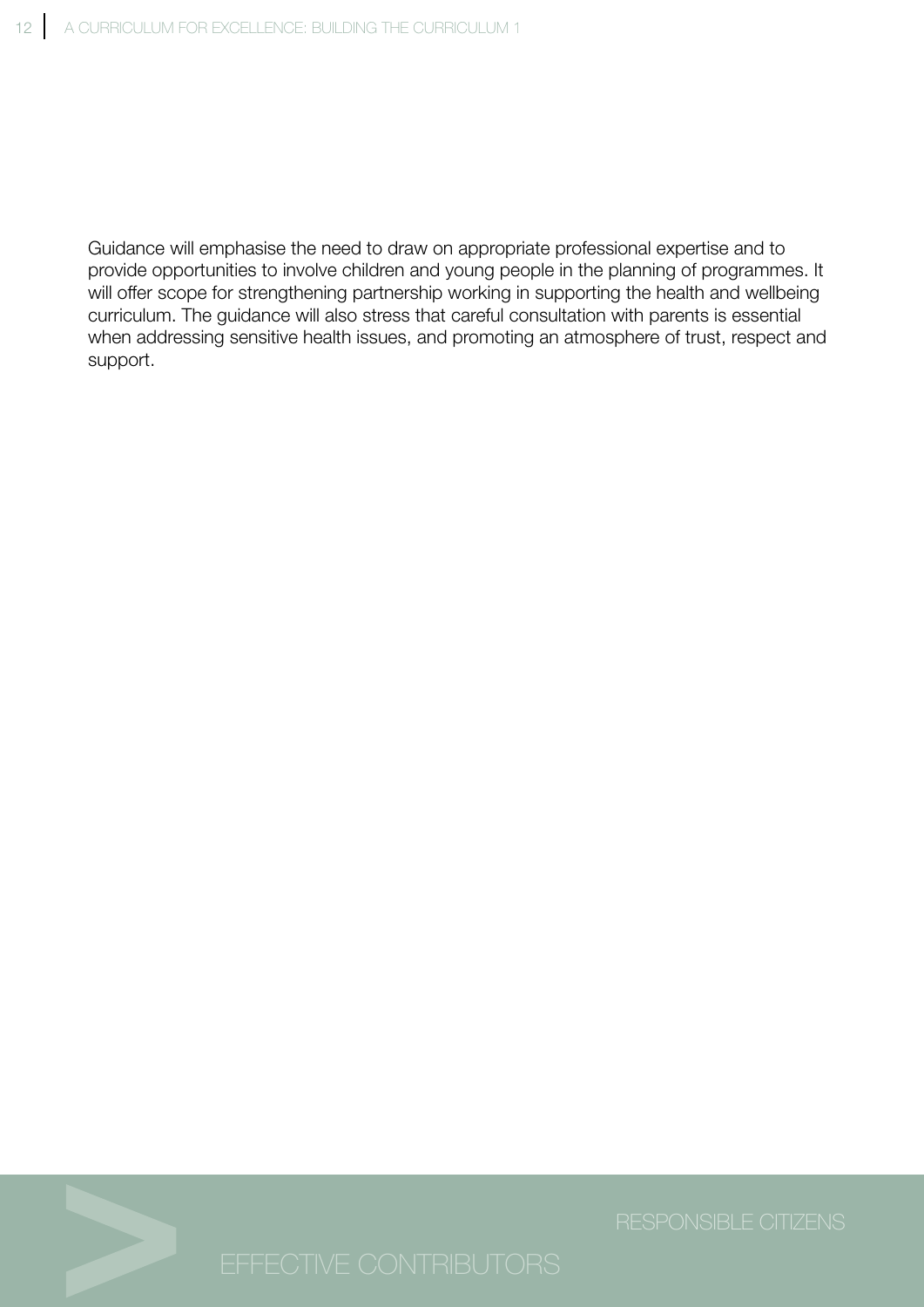Guidance will emphasise the need to draw on appropriate professional expertise and to provide opportunities to involve children and young people in the planning of programmes. It will offer scope for strengthening partnership working in supporting the health and wellbeing curriculum. The guidance will also stress that careful consultation with parents is essential when addressing sensitive health issues, and promoting an atmosphere of trust, respect and support.

RESPONSIBLE CITIZENS

EFFECTIVE CONTRIBUTORS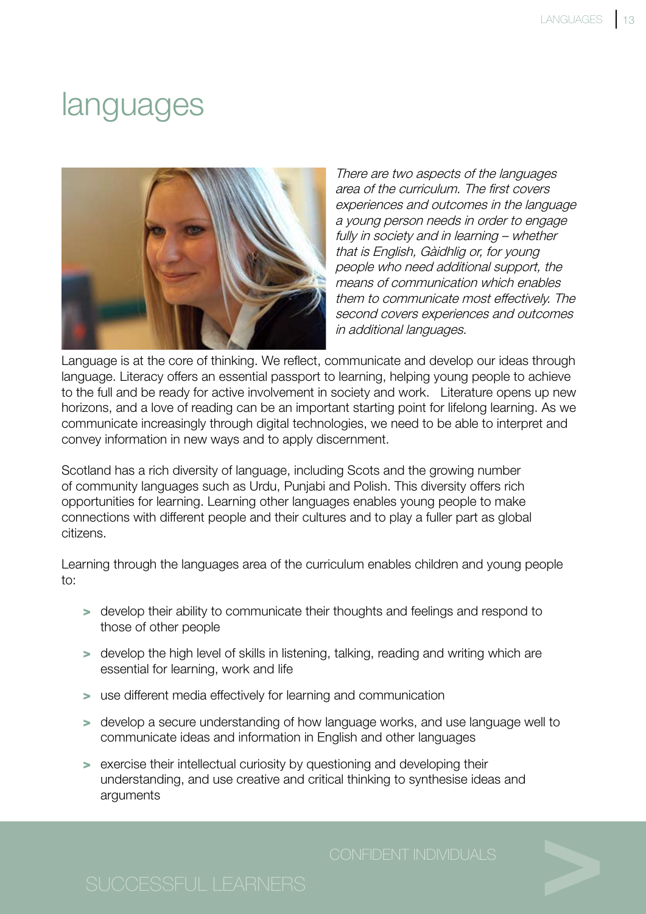# languages

*There are two aspects of the languages area of the curriculum. The first covers experiences and outcomes in the language a young person needs in order to engage fully in society and in learning – whether that is English, Gàidhlig or, for young people who need additional support, the means of communication which enables them to communicate most effectively. The second covers experiences and outcomes in additional languages.*

Language is at the core of thinking. We reflect, communicate and develop our ideas through language. Literacy offers an essential passport to learning, helping young people to achieve to the full and be ready for active involvement in society and work. Literature opens up new horizons, and a love of reading can be an important starting point for lifelong learning. As we communicate increasingly through digital technologies, we need to be able to interpret and convey information in new ways and to apply discernment.

Scotland has a rich diversity of language, including Scots and the growing number of community languages such as Urdu, Punjabi and Polish. This diversity offers rich opportunities for learning. Learning other languages enables young people to make connections with different people and their cultures and to play a fuller part as global citizens.

Learning through the languages area of the curriculum enables children and young people to:

- develop their ability to communicate their thoughts and feelings and respond to those of other people
- develop the high level of skills in listening, talking, reading and writing which are essential for learning, work and life
- use different media effectively for learning and communication
- develop a secure understanding of how language works, and use language well to communicate ideas and information in English and other languages
- exercise their intellectual curiosity by questioning and developing their understanding, and use creative and critical thinking to synthesise ideas and arguments

CONFIDENT INDIVIDUALS

SUCCESSFUL LEARNERS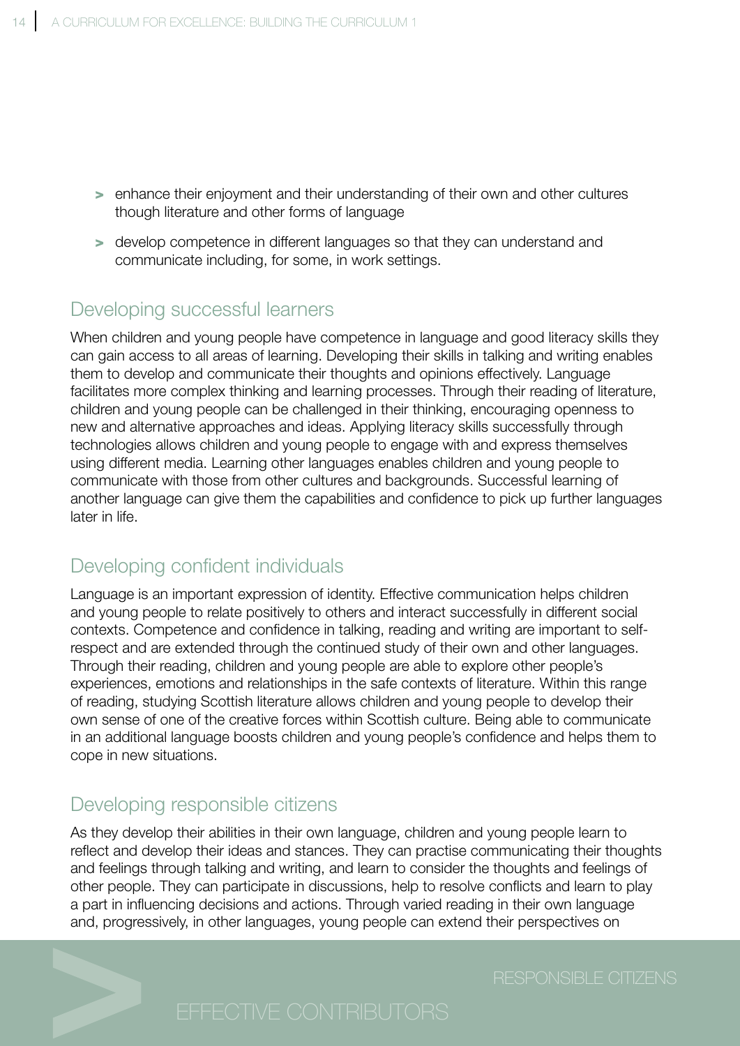- enhance their enjoyment and their understanding of their own and other cultures though literature and other forms of language
- develop competence in different languages so that they can understand and communicate including, for some, in work settings.

## Developing successful learners

When children and young people have competence in language and good literacy skills they can gain access to all areas of learning. Developing their skills in talking and writing enables them to develop and communicate their thoughts and opinions effectively. Language facilitates more complex thinking and learning processes. Through their reading of literature, children and young people can be challenged in their thinking, encouraging openness to new and alternative approaches and ideas. Applying literacy skills successfully through technologies allows children and young people to engage with and express themselves using different media. Learning other languages enables children and young people to communicate with those from other cultures and backgrounds. Successful learning of another language can give them the capabilities and confidence to pick up further languages later in life.

## Developing confident individuals

Language is an important expression of identity. Effective communication helps children and young people to relate positively to others and interact successfully in different social contexts. Competence and confidence in talking, reading and writing are important to self-respect and are extended through the continued study of their own and other languages. Through their reading, children and young people are able to explore other people's experiences, emotions and relationships in the safe contexts of literature. Within this range of reading, studying Scottish literature allows children and young people to develop their own sense of one of the creative forces within Scottish culture. Being able to communicate in an additional language boosts children and young people's confidence and helps them to cope in new situations.

## Developing responsible citizens

As they develop their abilities in their own language, children and young people learn to reflect and develop their ideas and stances. They can practise communicating their thoughts and feelings through talking and writing, and learn to consider the thoughts and feelings of other people. They can participate in discussions, help to resolve conflicts and learn to play a part in influencing decisions and actions. Through varied reading in their own language and, progressively, in other languages, young people can extend their perspectives on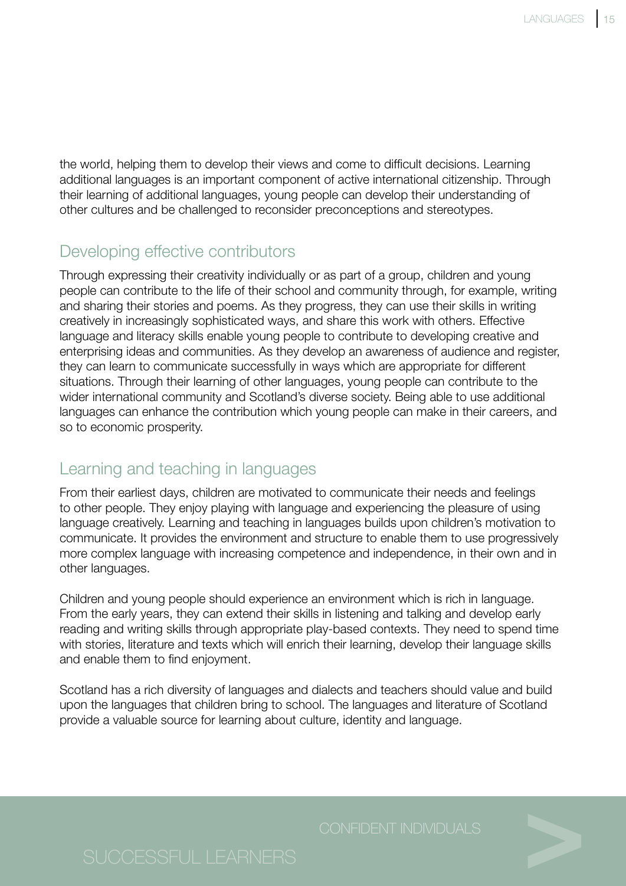the world, helping them to develop their views and come to difficult decisions. Learning additional languages is an important component of active international citizenship. Through their learning of additional languages, young people can develop their understanding of other cultures and be challenged to reconsider preconceptions and stereotypes.

## Developing effective contributors

Through expressing their creativity individually or as part of a group, children and young people can contribute to the life of their school and community through, for example, writing and sharing their stories and poems. As they progress, they can use their skills in writing creatively in increasingly sophisticated ways, and share this work with others. Effective language and literacy skills enable young people to contribute to developing creative and enterprising ideas and communities. As they develop an awareness of audience and register, they can learn to communicate successfully in ways which are appropriate for different situations. Through their learning of other languages, young people can contribute to the wider international community and Scotland's diverse society. Being able to use additional languages can enhance the contribution which young people can make in their careers, and so to economic prosperity.

## Learning and teaching in languages

From their earliest days, children are motivated to communicate their needs and feelings to other people. They enjoy playing with language and experiencing the pleasure of using language creatively. Learning and teaching in languages builds upon children's motivation to communicate. It provides the environment and structure to enable them to use progressively more complex language with increasing competence and independence, in their own and in other languages.

Children and young people should experience an environment which is rich in language. From the early years, they can extend their skills in listening and talking and develop early reading and writing skills through appropriate play-based contexts. They need to spend time with stories, literature and texts which will enrich their learning, develop their language skills and enable them to find enjoyment.

Scotland has a rich diversity of languages and dialects and teachers should value and build upon the languages that children bring to school. The languages and literature of Scotland provide a valuable source for learning about culture, identity and language.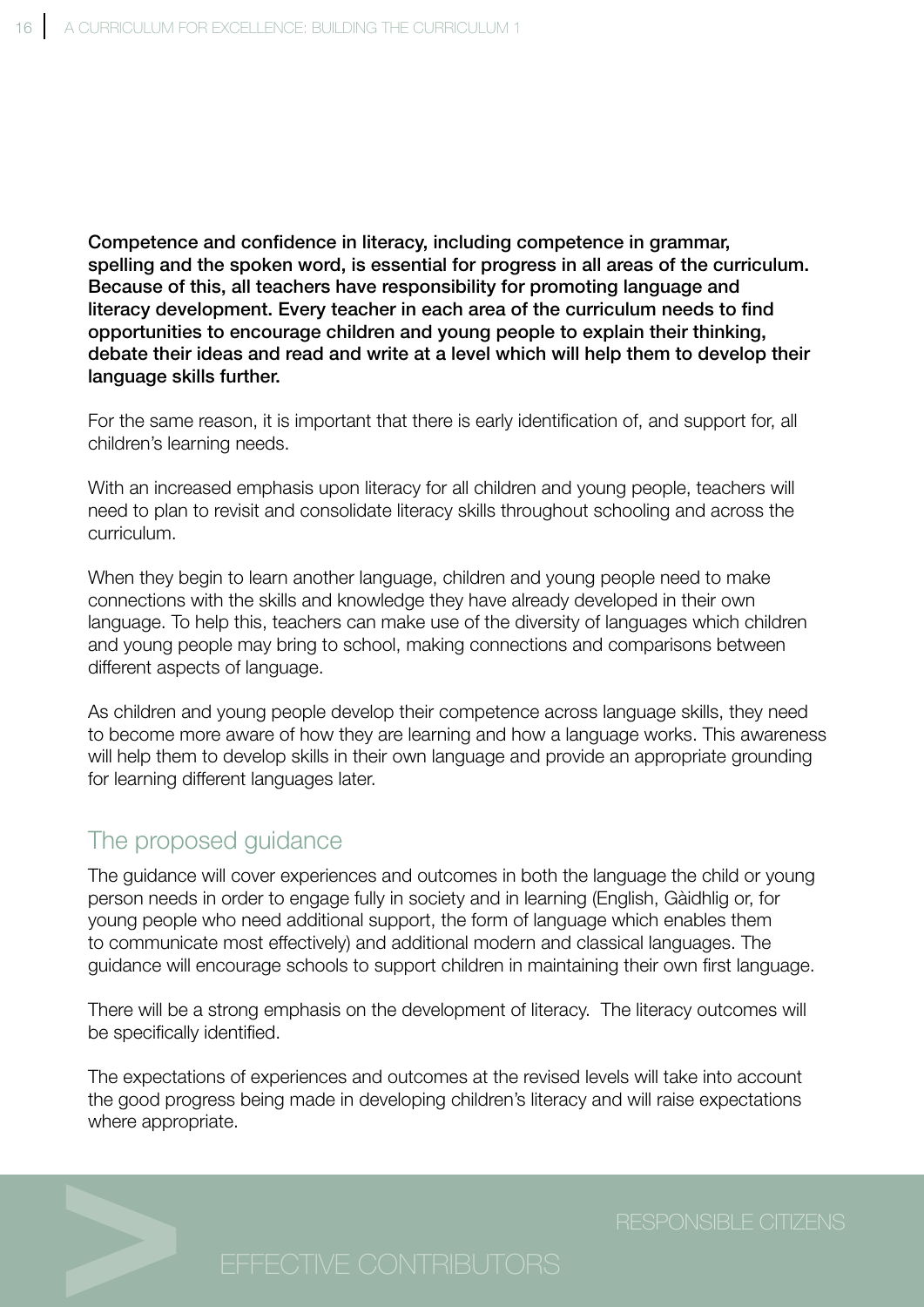**Competence and confidence in literacy, including competence in grammar, spelling and the spoken word, is essential for progress in all areas of the curriculum. Because of this, all teachers have responsibility for promoting language and literacy development. Every teacher in each area of the curriculum needs to find opportunities to encourage children and young people to explain their thinking, debate their ideas and read and write at a level which will help them to develop their language skills further.**

For the same reason, it is important that there is early identification of, and support for, all children's learning needs.

With an increased emphasis upon literacy for all children and young people, teachers will need to plan to revisit and consolidate literacy skills throughout schooling and across the curriculum.

When they begin to learn another language, children and young people need to make connections with the skills and knowledge they have already developed in their own language. To help this, teachers can make use of the diversity of languages which children and young people may bring to school, making connections and comparisons between different aspects of language.

As children and young people develop their competence across language skills, they need to become more aware of how they are learning and how a language works. This awareness will help them to develop skills in their own language and provide an appropriate grounding for learning different languages later.

## The proposed guidance

The guidance will cover experiences and outcomes in both the language the child or young person needs in order to engage fully in society and in learning (English, Gàidhlig or, for young people who need additional support, the form of language which enables them to communicate most effectively) and additional modern and classical languages. The guidance will encourage schools to support children in maintaining their own first language.

There will be a strong emphasis on the development of literacy. The literacy outcomes will be specifically identified.

The expectations of experiences and outcomes at the revised levels will take into account the good progress being made in developing children's literacy and will raise expectations where appropriate.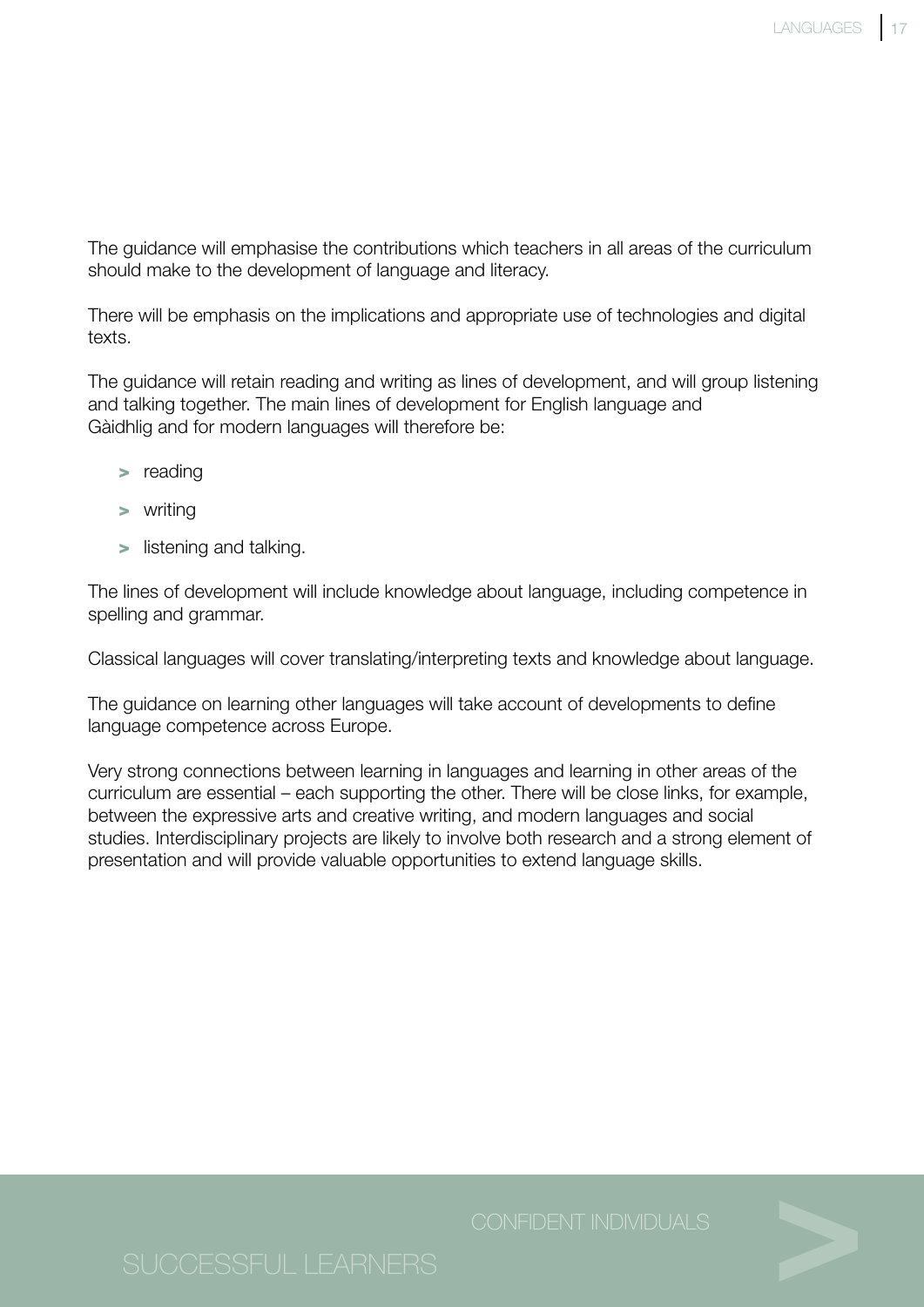The guidance will emphasise the contributions which teachers in all areas of the curriculum should make to the development of language and literacy.

There will be emphasis on the implications and appropriate use of technologies and digital texts.

The guidance will retain reading and writing as lines of development, and will group listening and talking together. The main lines of development for English language and Gàidhlig and for modern languages will therefore be:

- reading
- writing
- listening and talking.

The lines of development will include knowledge about language, including competence in spelling and grammar.

Classical languages will cover translating/interpreting texts and knowledge about language.

The guidance on learning other languages will take account of developments to define language competence across Europe.

Very strong connections between learning in languages and learning in other areas of the curriculum are essential – each supporting the other. There will be close links, for example, between the expressive arts and creative writing, and modern languages and social studies. Interdisciplinary projects are likely to involve both research and a strong element of presentation and will provide valuable opportunities to extend language skills.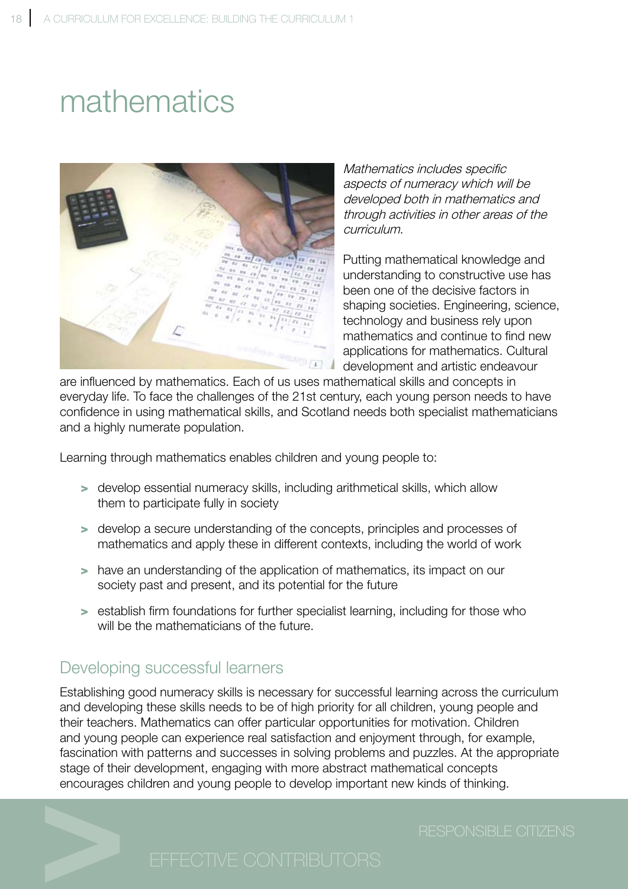# mathematics

*Mathematics includes specific aspects of numeracy which will be developed both in mathematics and through activities in other areas of the curriculum.*

Putting mathematical knowledge and understanding to constructive use has been one of the decisive factors in shaping societies. Engineering, science, technology and business rely upon mathematics and continue to find new applications for mathematics. Cultural development and artistic endeavour are influenced by mathematics. Each of us uses mathematical skills and concepts in everyday life. To face the challenges of the 21st century, each young person needs to have confidence in using mathematical skills, and Scotland needs both specialist mathematicians and a highly numerate population.

Learning through mathematics enables children and young people to:

- develop essential numeracy skills, including arithmetical skills, which allow them to participate fully in society
- develop a secure understanding of the concepts, principles and processes of mathematics and apply these in different contexts, including the world of work
- have an understanding of the application of mathematics, its impact on our society past and present, and its potential for the future
- establish firm foundations for further specialist learning, including for those who will be the mathematicians of the future.

## Developing successful learners

Establishing good numeracy skills is necessary for successful learning across the curriculum and developing these skills needs to be of high priority for all children, young people and their teachers. Mathematics can offer particular opportunities for motivation. Children and young people can experience real satisfaction and enjoyment through, for example, fascination with patterns and successes in solving problems and puzzles. At the appropriate stage of their development, engaging with more abstract mathematical concepts encourages children and young people to develop important new kinds of thinking.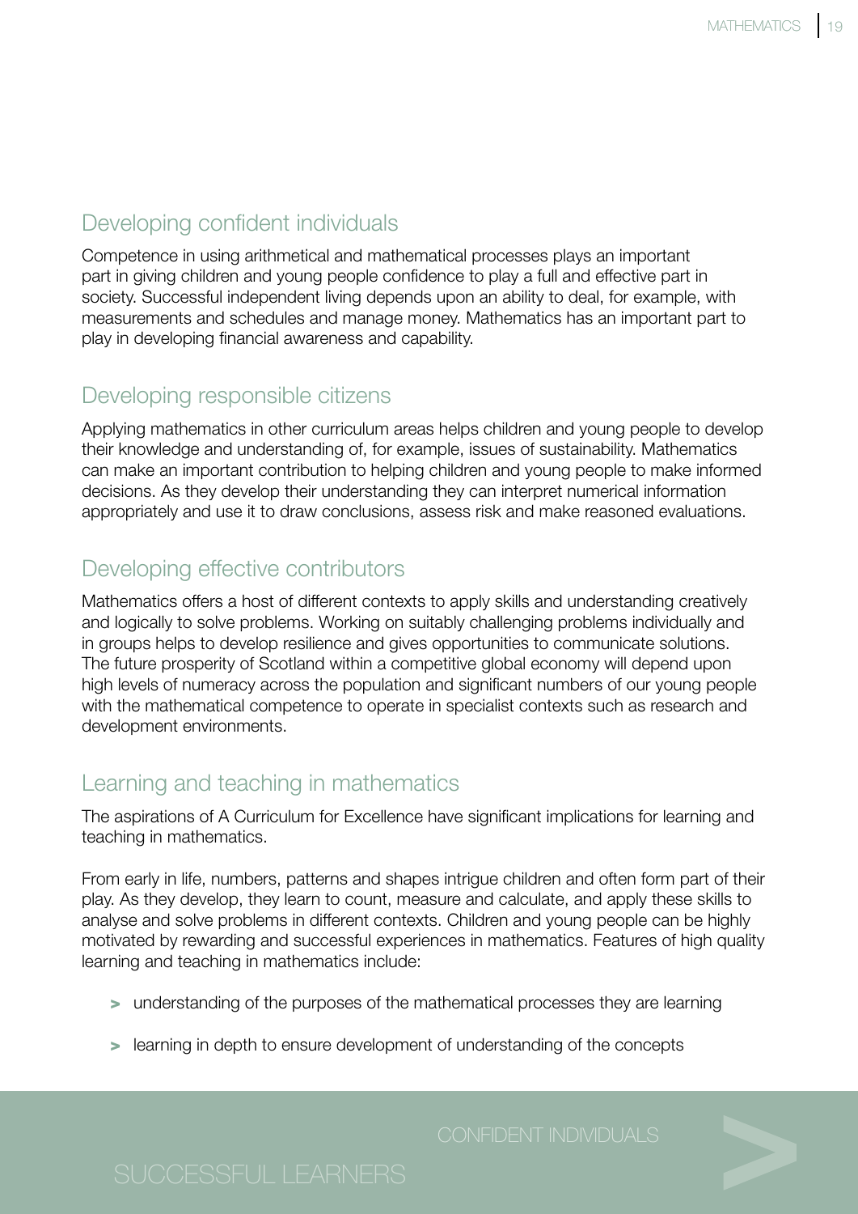## Developing confident individuals

Competence in using arithmetical and mathematical processes plays an important part in giving children and young people confidence to play a full and effective part in society. Successful independent living depends upon an ability to deal, for example, with measurements and schedules and manage money. Mathematics has an important part to play in developing financial awareness and capability.

## Developing responsible citizens

Applying mathematics in other curriculum areas helps children and young people to develop their knowledge and understanding of, for example, issues of sustainability. Mathematics can make an important contribution to helping children and young people to make informed decisions. As they develop their understanding they can interpret numerical information appropriately and use it to draw conclusions, assess risk and make reasoned evaluations.

## Developing effective contributors

Mathematics offers a host of different contexts to apply skills and understanding creatively and logically to solve problems. Working on suitably challenging problems individually and in groups helps to develop resilience and gives opportunities to communicate solutions. The future prosperity of Scotland within a competitive global economy will depend upon high levels of numeracy across the population and significant numbers of our young people with the mathematical competence to operate in specialist contexts such as research and development environments.

## Learning and teaching in mathematics

The aspirations of A Curriculum for Excellence have significant implications for learning and teaching in mathematics.

From early in life, numbers, patterns and shapes intrigue children and often form part of their play. As they develop, they learn to count, measure and calculate, and apply these skills to analyse and solve problems in different contexts. Children and young people can be highly motivated by rewarding and successful experiences in mathematics. Features of high quality learning and teaching in mathematics include:

- understanding of the purposes of the mathematical processes they are learning
- learning in depth to ensure development of understanding of the concepts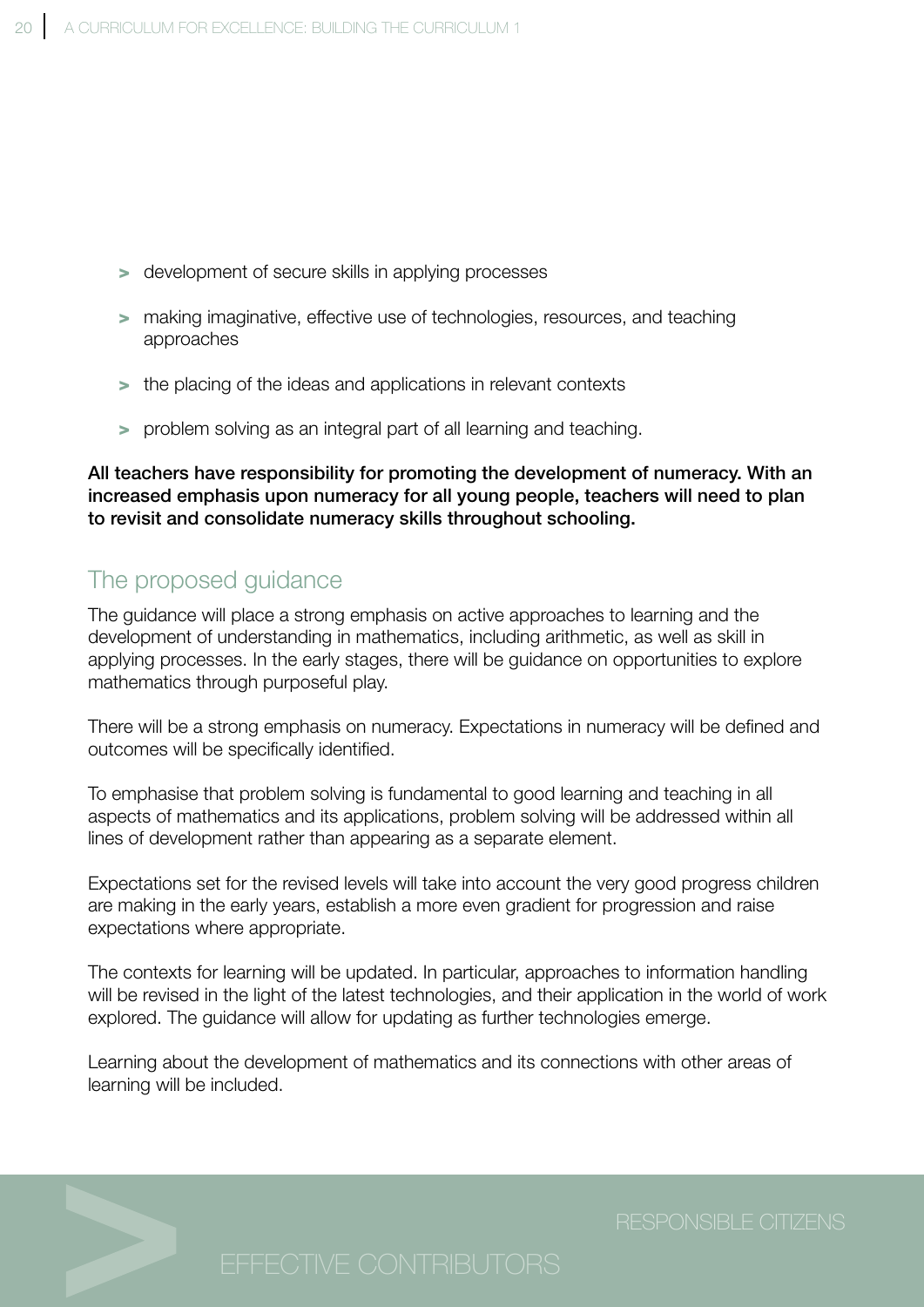- development of secure skills in applying processes
- making imaginative, effective use of technologies, resources, and teaching approaches
- the placing of the ideas and applications in relevant contexts
- problem solving as an integral part of all learning and teaching.

**All teachers have responsibility for promoting the development of numeracy. With an increased emphasis upon numeracy for all young people, teachers will need to plan to revisit and consolidate numeracy skills throughout schooling.**

## The proposed guidance

The guidance will place a strong emphasis on active approaches to learning and the development of understanding in mathematics, including arithmetic, as well as skill in applying processes. In the early stages, there will be guidance on opportunities to explore mathematics through purposeful play.

There will be a strong emphasis on numeracy. Expectations in numeracy will be defined and outcomes will be specifically identified.

To emphasise that problem solving is fundamental to good learning and teaching in all aspects of mathematics and its applications, problem solving will be addressed within all lines of development rather than appearing as a separate element.

Expectations set for the revised levels will take into account the very good progress children are making in the early years, establish a more even gradient for progression and raise expectations where appropriate.

The contexts for learning will be updated. In particular, approaches to information handling will be revised in the light of the latest technologies, and their application in the world of work explored. The guidance will allow for updating as further technologies emerge.

Learning about the development of mathematics and its connections with other areas of learning will be included.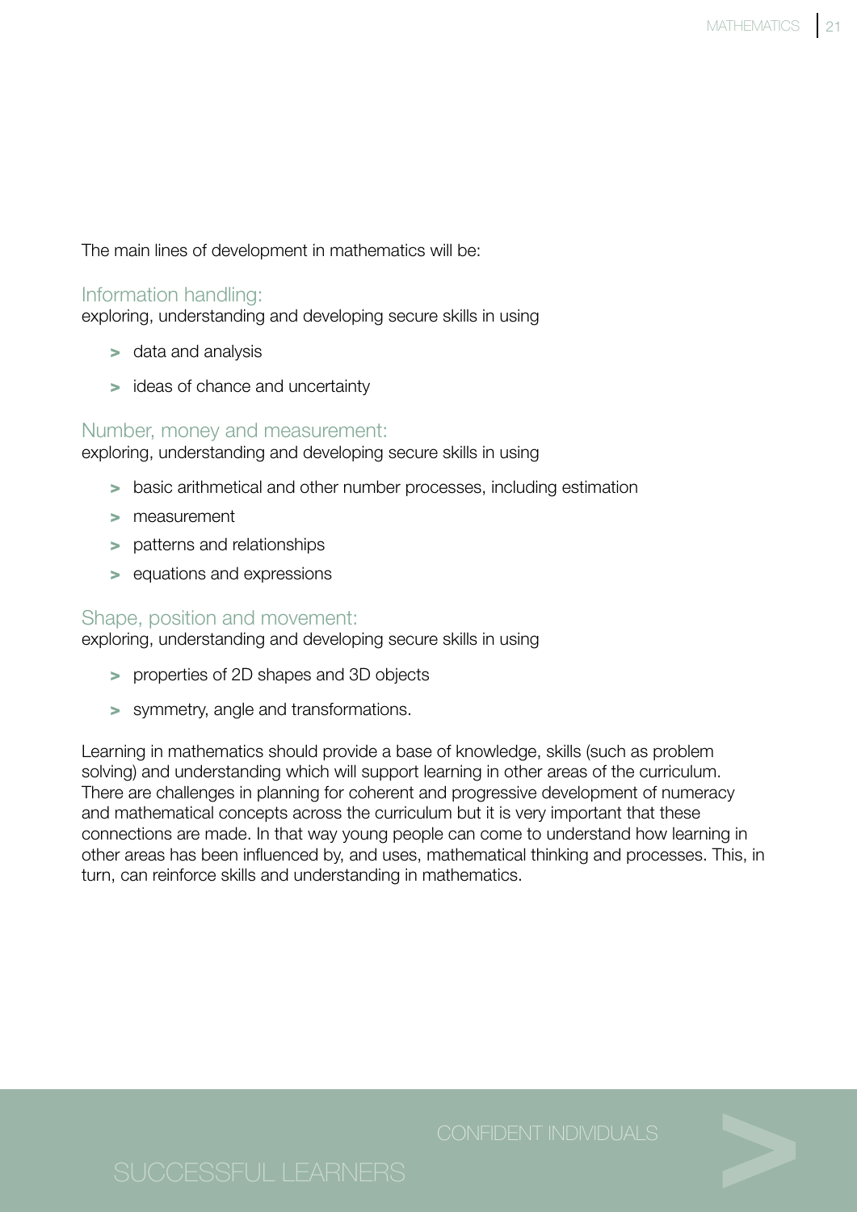The main lines of development in mathematics will be:

### Information handling:

exploring, understanding and developing secure skills in using

- data and analysis
- ideas of chance and uncertainty

### Number, money and measurement:

exploring, understanding and developing secure skills in using

- basic arithmetical and other number processes, including estimation
- measurement
- patterns and relationships
- equations and expressions

### Shape, position and movement:

exploring, understanding and developing secure skills in using

- properties of 2D shapes and 3D objects
- symmetry, angle and transformations.

Learning in mathematics should provide a base of knowledge, skills (such as problem solving) and understanding which will support learning in other areas of the curriculum. There are challenges in planning for coherent and progressive development of numeracy and mathematical concepts across the curriculum but it is very important that these connections are made. In that way young people can come to understand how learning in other areas has been influenced by, and uses, mathematical thinking and processes. This, in turn, can reinforce skills and understanding in mathematics.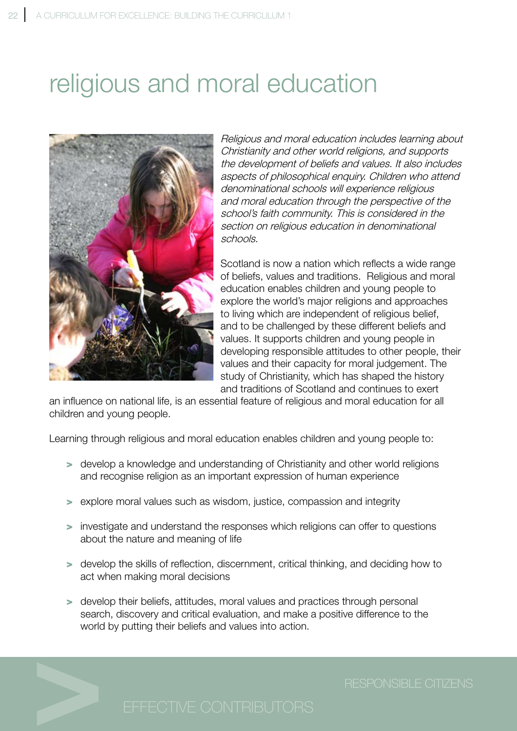# religious and moral education

*Religious and moral education includes learning about Christianity and other world religions, and supports the development of beliefs and values. It also includes aspects of philosophical enquiry. Children who attend denominational schools will experience religious and moral education through the perspective of the school's faith community. This is considered in the section on religious education in denominational schools.*

Scotland is now a nation which reflects a wide range of beliefs, values and traditions. Religious and moral education enables children and young people to explore the world's major religions and approaches to living which are independent of religious belief, and to be challenged by these different beliefs and values. It supports children and young people in developing responsible attitudes to other people, their values and their capacity for moral judgement. The study of Christianity, which has shaped the history and traditions of Scotland and continues to exert an influence on national life, is an essential feature of religious and moral education for all children and young people.

Learning through religious and moral education enables children and young people to:

- develop a knowledge and understanding of Christianity and other world religions and recognise religion as an important expression of human experience
- explore moral values such as wisdom, justice, compassion and integrity
- investigate and understand the responses which religions can offer to questions about the nature and meaning of life
- develop the skills of reflection, discernment, critical thinking, and deciding how to act when making moral decisions
- develop their beliefs, attitudes, moral values and practices through personal search, discovery and critical evaluation, and make a positive difference to the world by putting their beliefs and values into action.

RESPONSIBLE CITIZENS

EFFECTIVE CONTRIBUTORS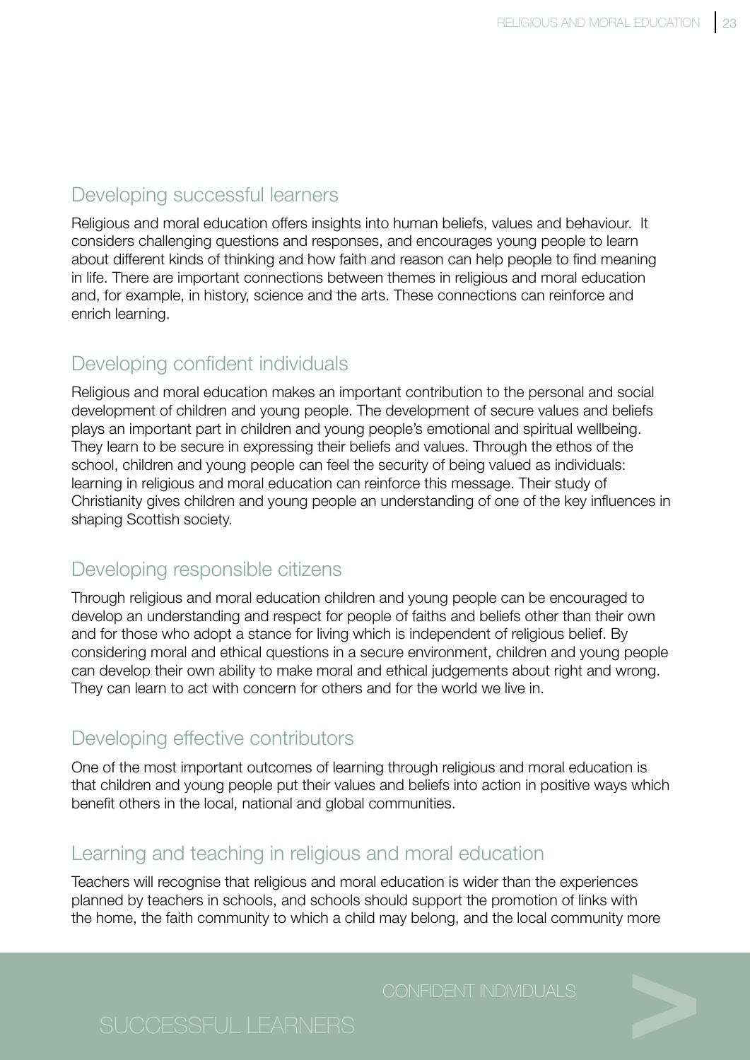## Developing successful learners

Religious and moral education offers insights into human beliefs, values and behaviour.  It considers challenging questions and responses, and encourages young people to learn about different kinds of thinking and how faith and reason can help people to find meaning in life. There are important connections between themes in religious and moral education and, for example, in history, science and the arts. These connections can reinforce and enrich learning.

## Developing confident individuals

Religious and moral education makes an important contribution to the personal and social development of children and young people. The development of secure values and beliefs plays an important part in children and young people's emotional and spiritual wellbeing. They learn to be secure in expressing their beliefs and values. Through the ethos of the school, children and young people can feel the security of being valued as individuals: learning in religious and moral education can reinforce this message. Their study of Christianity gives children and young people an understanding of one of the key influences in shaping Scottish society.

## Developing responsible citizens

Through religious and moral education children and young people can be encouraged to develop an understanding and respect for people of faiths and beliefs other than their own and for those who adopt a stance for living which is independent of religious belief. By considering moral and ethical questions in a secure environment, children and young people can develop their own ability to make moral and ethical judgements about right and wrong. They can learn to act with concern for others and for the world we live in.

## Developing effective contributors

One of the most important outcomes of learning through religious and moral education is that children and young people put their values and beliefs into action in positive ways which benefit others in the local, national and global communities.

## Learning and teaching in religious and moral education

Teachers will recognise that religious and moral education is wider than the experiences planned by teachers in schools, and schools should support the promotion of links with the home, the faith community to which a child may belong, and the local community more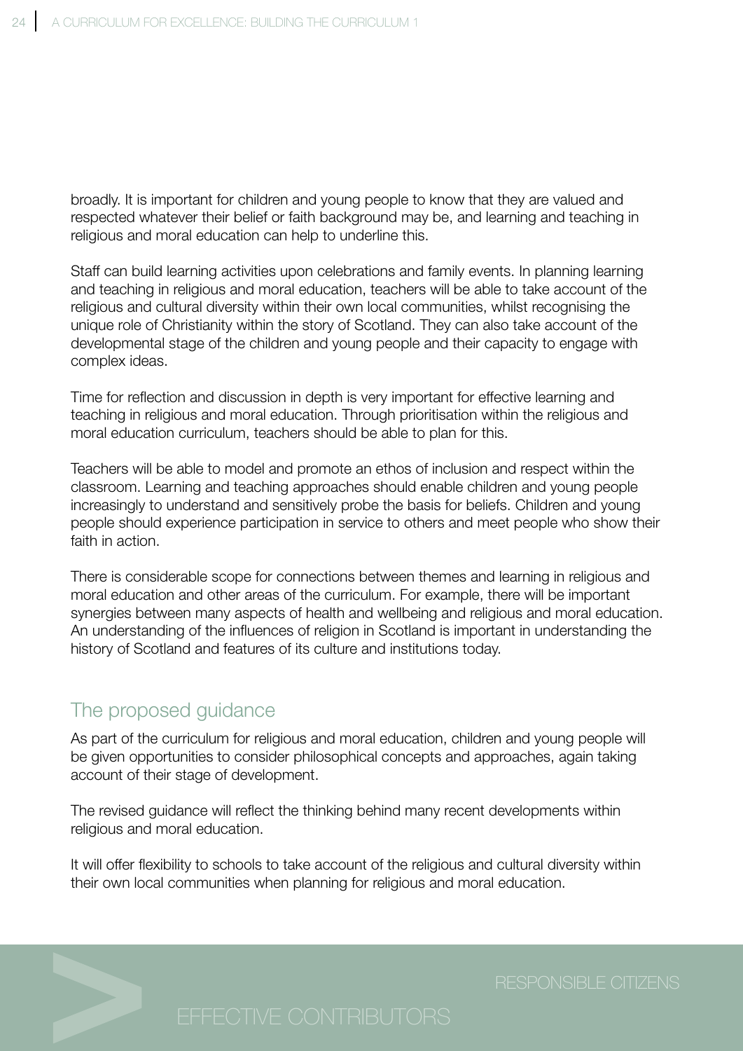broadly. It is important for children and young people to know that they are valued and respected whatever their belief or faith background may be, and learning and teaching in religious and moral education can help to underline this.

Staff can build learning activities upon celebrations and family events. In planning learning and teaching in religious and moral education, teachers will be able to take account of the religious and cultural diversity within their own local communities, whilst recognising the unique role of Christianity within the story of Scotland. They can also take account of the developmental stage of the children and young people and their capacity to engage with complex ideas.

Time for reflection and discussion in depth is very important for effective learning and teaching in religious and moral education. Through prioritisation within the religious and moral education curriculum, teachers should be able to plan for this.

Teachers will be able to model and promote an ethos of inclusion and respect within the classroom. Learning and teaching approaches should enable children and young people increasingly to understand and sensitively probe the basis for beliefs. Children and young people should experience participation in service to others and meet people who show their faith in action.

There is considerable scope for connections between themes and learning in religious and moral education and other areas of the curriculum. For example, there will be important synergies between many aspects of health and wellbeing and religious and moral education. An understanding of the influences of religion in Scotland is important in understanding the history of Scotland and features of its culture and institutions today.

## The proposed guidance

As part of the curriculum for religious and moral education, children and young people will be given opportunities to consider philosophical concepts and approaches, again taking account of their stage of development.

The revised guidance will reflect the thinking behind many recent developments within religious and moral education.

It will offer flexibility to schools to take account of the religious and cultural diversity within their own local communities when planning for religious and moral education.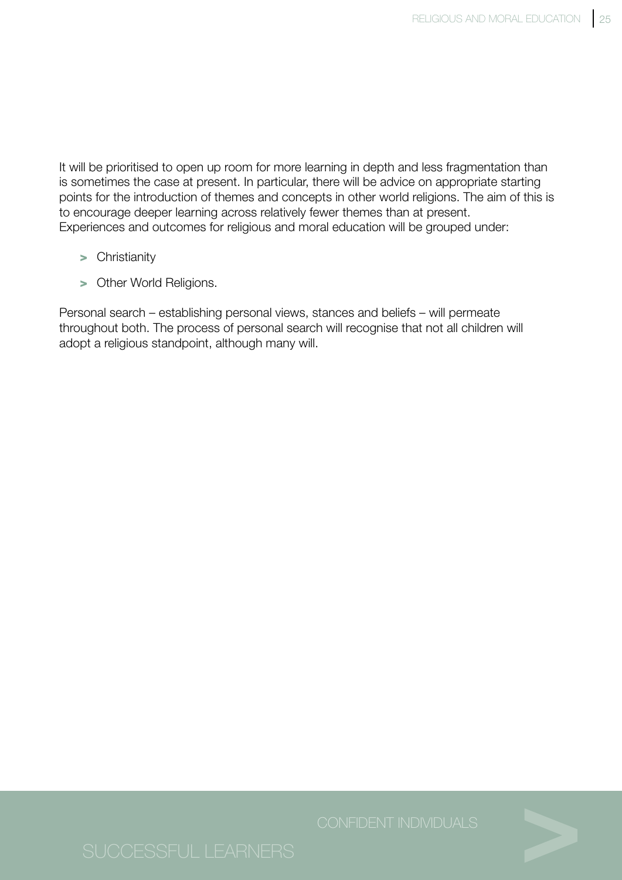It will be prioritised to open up room for more learning in depth and less fragmentation than is sometimes the case at present. In particular, there will be advice on appropriate starting points for the introduction of themes and concepts in other world religions. The aim of this is to encourage deeper learning across relatively fewer themes than at present.
Experiences and outcomes for religious and moral education will be grouped under:

- Christianity
- Other World Religions.

Personal search – establishing personal views, stances and beliefs – will permeate throughout both. The process of personal search will recognise that not all children will adopt a religious standpoint, although many will.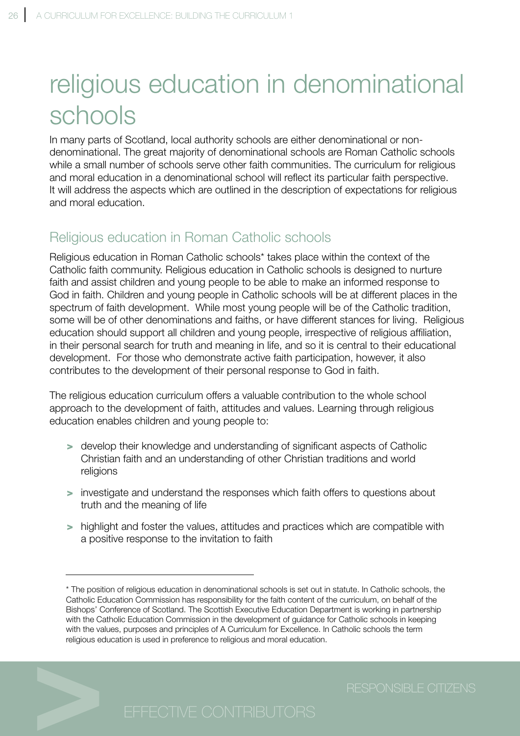# religious education in denominational schools

In many parts of Scotland, local authority schools are either denominational or non-denominational. The great majority of denominational schools are Roman Catholic schools while a small number of schools serve other faith communities. The curriculum for religious and moral education in a denominational school will reflect its particular faith perspective. It will address the aspects which are outlined in the description of expectations for religious and moral education.

## Religious education in Roman Catholic schools

Religious education in Roman Catholic schools* takes place within the context of the Catholic faith community. Religious education in Catholic schools is designed to nurture faith and assist children and young people to be able to make an informed response to God in faith. Children and young people in Catholic schools will be at different places in the spectrum of faith development. While most young people will be of the Catholic tradition, some will be of other denominations and faiths, or have different stances for living. Religious education should support all children and young people, irrespective of religious affiliation, in their personal search for truth and meaning in life, and so it is central to their educational development. For those who demonstrate active faith participation, however, it also contributes to the development of their personal response to God in faith.

The religious education curriculum offers a valuable contribution to the whole school approach to the development of faith, attitudes and values. Learning through religious education enables children and young people to:

- develop their knowledge and understanding of significant aspects of Catholic Christian faith and an understanding of other Christian traditions and world religions
- investigate and understand the responses which faith offers to questions about truth and the meaning of life
- highlight and foster the values, attitudes and practices which are compatible with a positive response to the invitation to faith

---

* The position of religious education in denominational schools is set out in statute. In Catholic schools, the Catholic Education Commission has responsibility for the faith content of the curriculum, on behalf of the Bishops' Conference of Scotland. The Scottish Executive Education Department is working in partnership with the Catholic Education Commission in the development of guidance for Catholic schools in keeping with the values, purposes and principles of A Curriculum for Excellence. In Catholic schools the term religious education is used in preference to religious and moral education.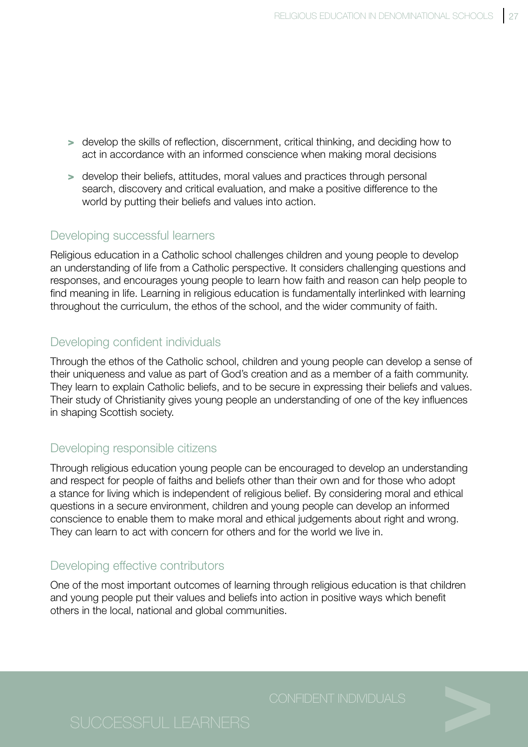- develop the skills of reflection, discernment, critical thinking, and deciding how to act in accordance with an informed conscience when making moral decisions
- develop their beliefs, attitudes, moral values and practices through personal search, discovery and critical evaluation, and make a positive difference to the world by putting their beliefs and values into action.

## Developing successful learners

Religious education in a Catholic school challenges children and young people to develop an understanding of life from a Catholic perspective. It considers challenging questions and responses, and encourages young people to learn how faith and reason can help people to find meaning in life. Learning in religious education is fundamentally interlinked with learning throughout the curriculum, the ethos of the school, and the wider community of faith.

## Developing confident individuals

Through the ethos of the Catholic school, children and young people can develop a sense of their uniqueness and value as part of God's creation and as a member of a faith community. They learn to explain Catholic beliefs, and to be secure in expressing their beliefs and values. Their study of Christianity gives young people an understanding of one of the key influences in shaping Scottish society.

## Developing responsible citizens

Through religious education young people can be encouraged to develop an understanding and respect for people of faiths and beliefs other than their own and for those who adopt a stance for living which is independent of religious belief. By considering moral and ethical questions in a secure environment, children and young people can develop an informed conscience to enable them to make moral and ethical judgements about right and wrong. They can learn to act with concern for others and for the world we live in.

## Developing effective contributors

One of the most important outcomes of learning through religious education is that children and young people put their values and beliefs into action in positive ways which benefit others in the local, national and global communities.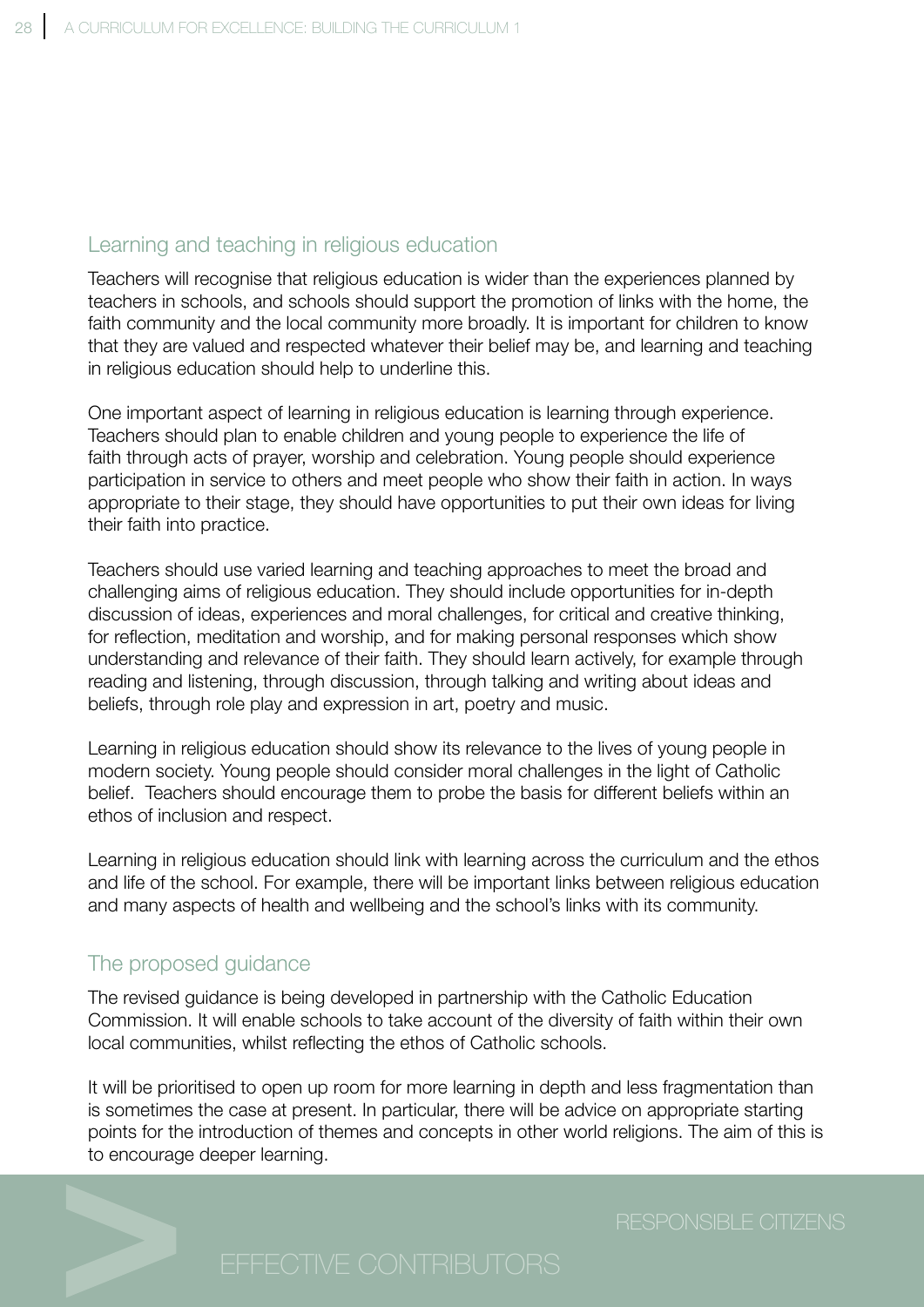## Learning and teaching in religious education

Teachers will recognise that religious education is wider than the experiences planned by teachers in schools, and schools should support the promotion of links with the home, the faith community and the local community more broadly. It is important for children to know that they are valued and respected whatever their belief may be, and learning and teaching in religious education should help to underline this.

One important aspect of learning in religious education is learning through experience. Teachers should plan to enable children and young people to experience the life of faith through acts of prayer, worship and celebration. Young people should experience participation in service to others and meet people who show their faith in action. In ways appropriate to their stage, they should have opportunities to put their own ideas for living their faith into practice.

Teachers should use varied learning and teaching approaches to meet the broad and challenging aims of religious education. They should include opportunities for in-depth discussion of ideas, experiences and moral challenges, for critical and creative thinking, for reflection, meditation and worship, and for making personal responses which show understanding and relevance of their faith. They should learn actively, for example through reading and listening, through discussion, through talking and writing about ideas and beliefs, through role play and expression in art, poetry and music.

Learning in religious education should show its relevance to the lives of young people in modern society. Young people should consider moral challenges in the light of Catholic belief. Teachers should encourage them to probe the basis for different beliefs within an ethos of inclusion and respect.

Learning in religious education should link with learning across the curriculum and the ethos and life of the school. For example, there will be important links between religious education and many aspects of health and wellbeing and the school's links with its community.

## The proposed guidance

The revised guidance is being developed in partnership with the Catholic Education Commission. It will enable schools to take account of the diversity of faith within their own local communities, whilst reflecting the ethos of Catholic schools.

It will be prioritised to open up room for more learning in depth and less fragmentation than is sometimes the case at present. In particular, there will be advice on appropriate starting points for the introduction of themes and concepts in other world religions. The aim of this is to encourage deeper learning.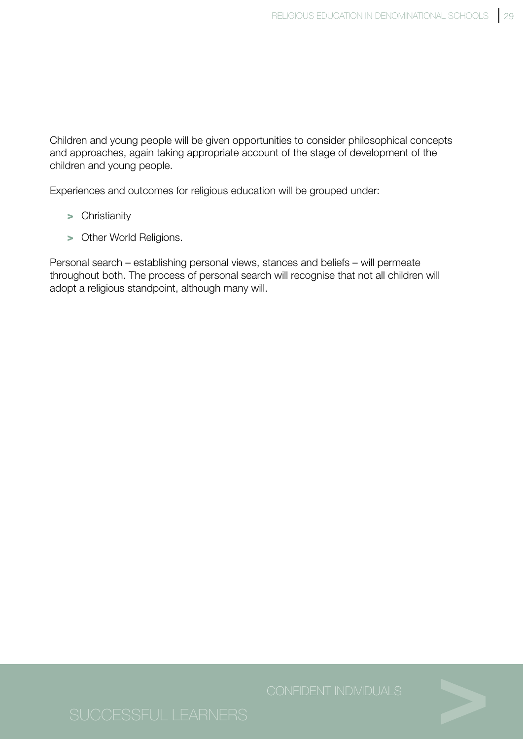Children and young people will be given opportunities to consider philosophical concepts and approaches, again taking appropriate account of the stage of development of the children and young people.

Experiences and outcomes for religious education will be grouped under:

- Christianity
- Other World Religions.

Personal search – establishing personal views, stances and beliefs – will permeate throughout both. The process of personal search will recognise that not all children will adopt a religious standpoint, although many will.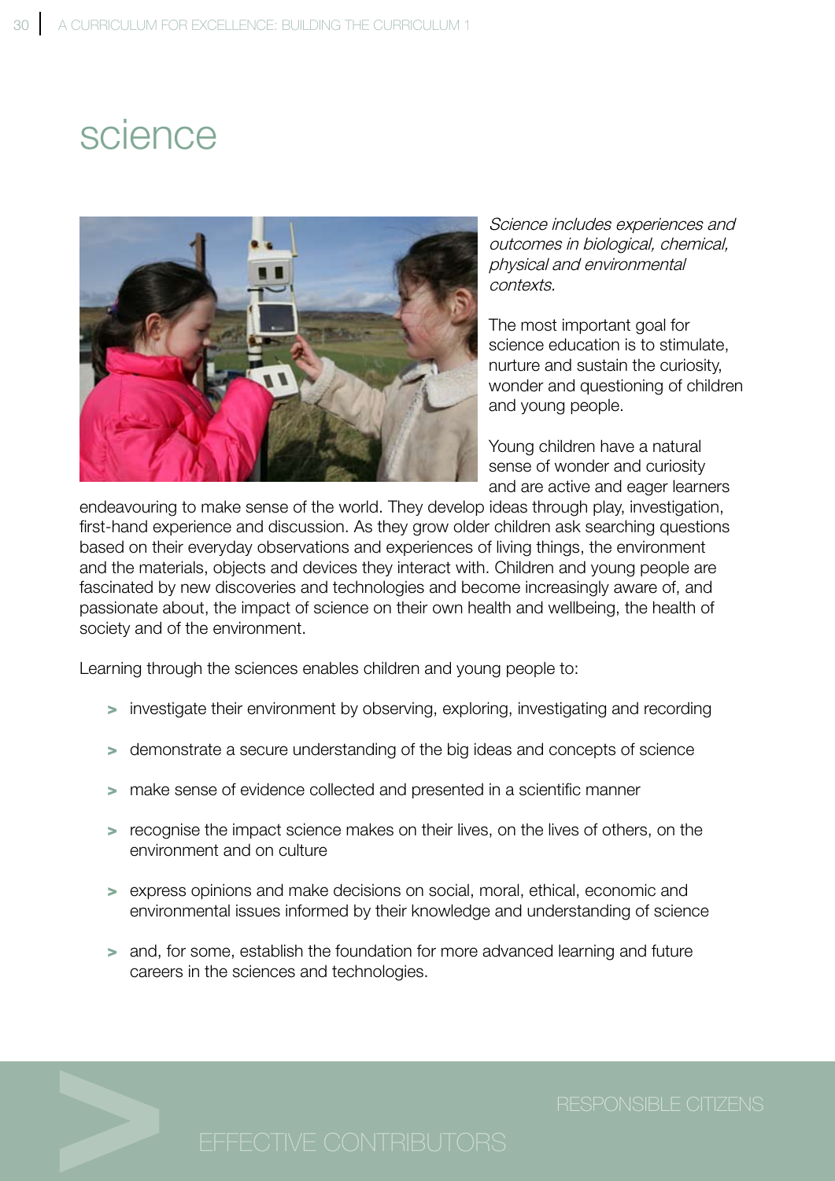# science

*Science includes experiences and outcomes in biological, chemical, physical and environmental contexts.*

The most important goal for science education is to stimulate, nurture and sustain the curiosity, wonder and questioning of children and young people.

Young children have a natural sense of wonder and curiosity and are active and eager learners endeavouring to make sense of the world. They develop ideas through play, investigation, first-hand experience and discussion. As they grow older children ask searching questions based on their everyday observations and experiences of living things, the environment and the materials, objects and devices they interact with. Children and young people are fascinated by new discoveries and technologies and become increasingly aware of, and passionate about, the impact of science on their own health and wellbeing, the health of society and of the environment.

Learning through the sciences enables children and young people to:

- investigate their environment by observing, exploring, investigating and recording
- demonstrate a secure understanding of the big ideas and concepts of science
- make sense of evidence collected and presented in a scientific manner
- recognise the impact science makes on their lives, on the lives of others, on the environment and on culture
- express opinions and make decisions on social, moral, ethical, economic and environmental issues informed by their knowledge and understanding of science
- and, for some, establish the foundation for more advanced learning and future careers in the sciences and technologies.

RESPONSIBLE CITIZENS

EFFECTIVE CONTRIBUTORS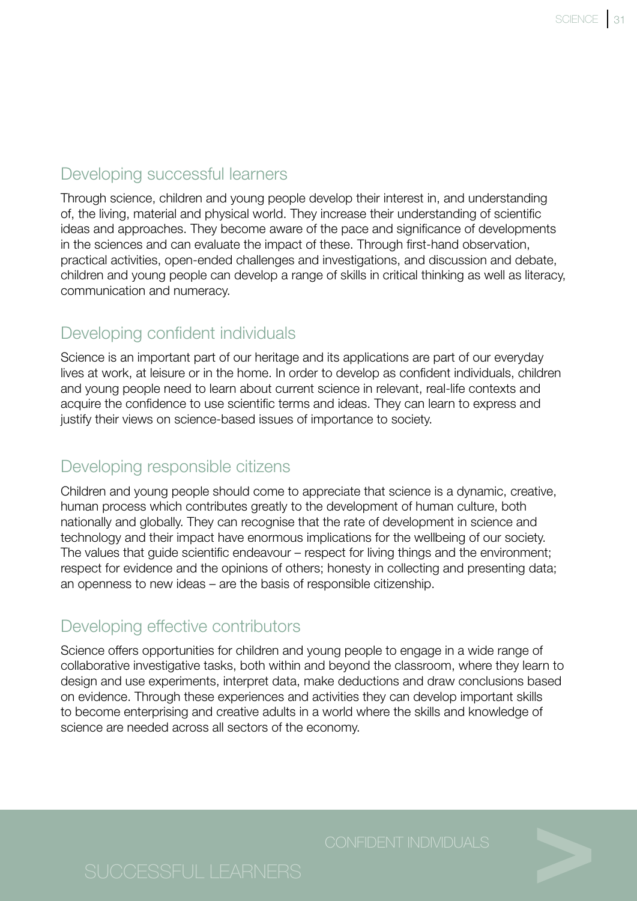## Developing successful learners

Through science, children and young people develop their interest in, and understanding of, the living, material and physical world. They increase their understanding of scientific ideas and approaches. They become aware of the pace and significance of developments in the sciences and can evaluate the impact of these. Through first-hand observation, practical activities, open-ended challenges and investigations, and discussion and debate, children and young people can develop a range of skills in critical thinking as well as literacy, communication and numeracy.

## Developing confident individuals

Science is an important part of our heritage and its applications are part of our everyday lives at work, at leisure or in the home. In order to develop as confident individuals, children and young people need to learn about current science in relevant, real-life contexts and acquire the confidence to use scientific terms and ideas. They can learn to express and justify their views on science-based issues of importance to society.

## Developing responsible citizens

Children and young people should come to appreciate that science is a dynamic, creative, human process which contributes greatly to the development of human culture, both nationally and globally. They can recognise that the rate of development in science and technology and their impact have enormous implications for the wellbeing of our society. The values that guide scientific endeavour – respect for living things and the environment; respect for evidence and the opinions of others; honesty in collecting and presenting data; an openness to new ideas – are the basis of responsible citizenship.

## Developing effective contributors

Science offers opportunities for children and young people to engage in a wide range of collaborative investigative tasks, both within and beyond the classroom, where they learn to design and use experiments, interpret data, make deductions and draw conclusions based on evidence. Through these experiences and activities they can develop important skills to become enterprising and creative adults in a world where the skills and knowledge of science are needed across all sectors of the economy.

CONFIDENT INDIVIDUALS

SUCCESSFUL LEARNERS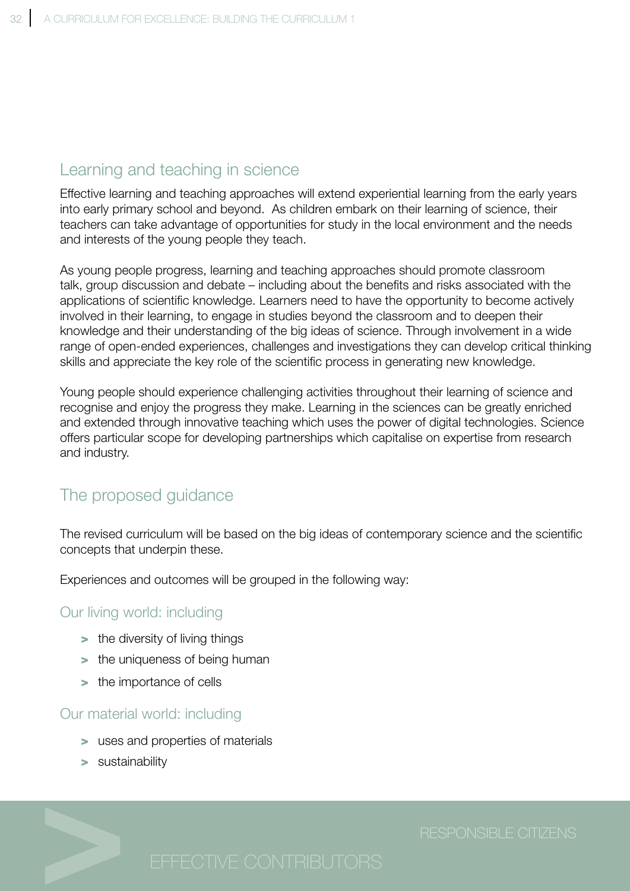## Learning and teaching in science

Effective learning and teaching approaches will extend experiential learning from the early years into early primary school and beyond. As children embark on their learning of science, their teachers can take advantage of opportunities for study in the local environment and the needs and interests of the young people they teach.

As young people progress, learning and teaching approaches should promote classroom talk, group discussion and debate – including about the benefits and risks associated with the applications of scientific knowledge. Learners need to have the opportunity to become actively involved in their learning, to engage in studies beyond the classroom and to deepen their knowledge and their understanding of the big ideas of science. Through involvement in a wide range of open-ended experiences, challenges and investigations they can develop critical thinking skills and appreciate the key role of the scientific process in generating new knowledge.

Young people should experience challenging activities throughout their learning of science and recognise and enjoy the progress they make. Learning in the sciences can be greatly enriched and extended through innovative teaching which uses the power of digital technologies. Science offers particular scope for developing partnerships which capitalise on expertise from research and industry.

## The proposed guidance

The revised curriculum will be based on the big ideas of contemporary science and the scientific concepts that underpin these.

Experiences and outcomes will be grouped in the following way:

### Our living world: including

- the diversity of living things
- the uniqueness of being human
- the importance of cells

### Our material world: including

- uses and properties of materials
- sustainability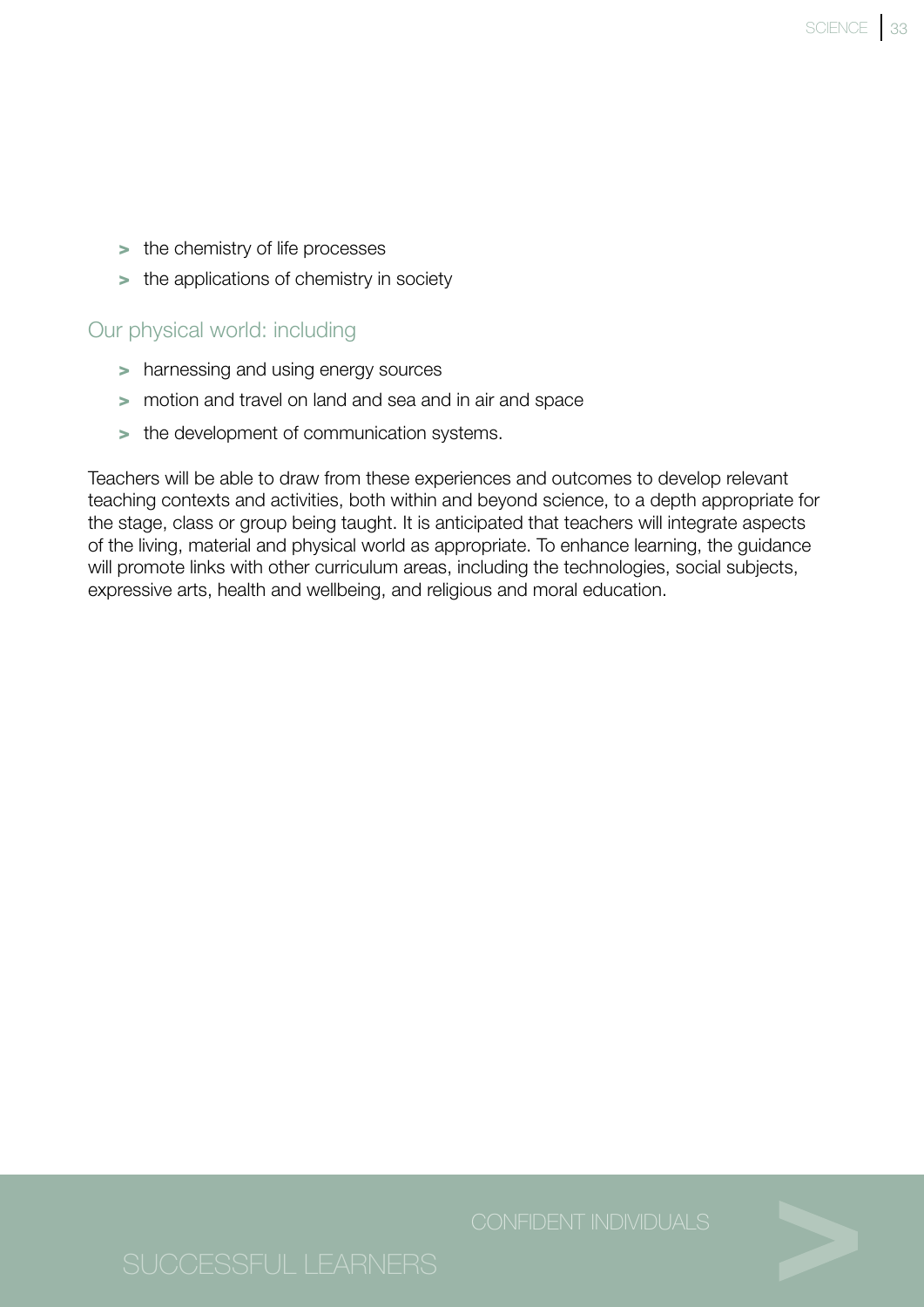- the chemistry of life processes
- the applications of chemistry in society

### Our physical world: including

- harnessing and using energy sources
- motion and travel on land and sea and in air and space
- the development of communication systems.

Teachers will be able to draw from these experiences and outcomes to develop relevant teaching contexts and activities, both within and beyond science, to a depth appropriate for the stage, class or group being taught. It is anticipated that teachers will integrate aspects of the living, material and physical world as appropriate. To enhance learning, the guidance will promote links with other curriculum areas, including the technologies, social subjects, expressive arts, health and wellbeing, and religious and moral education.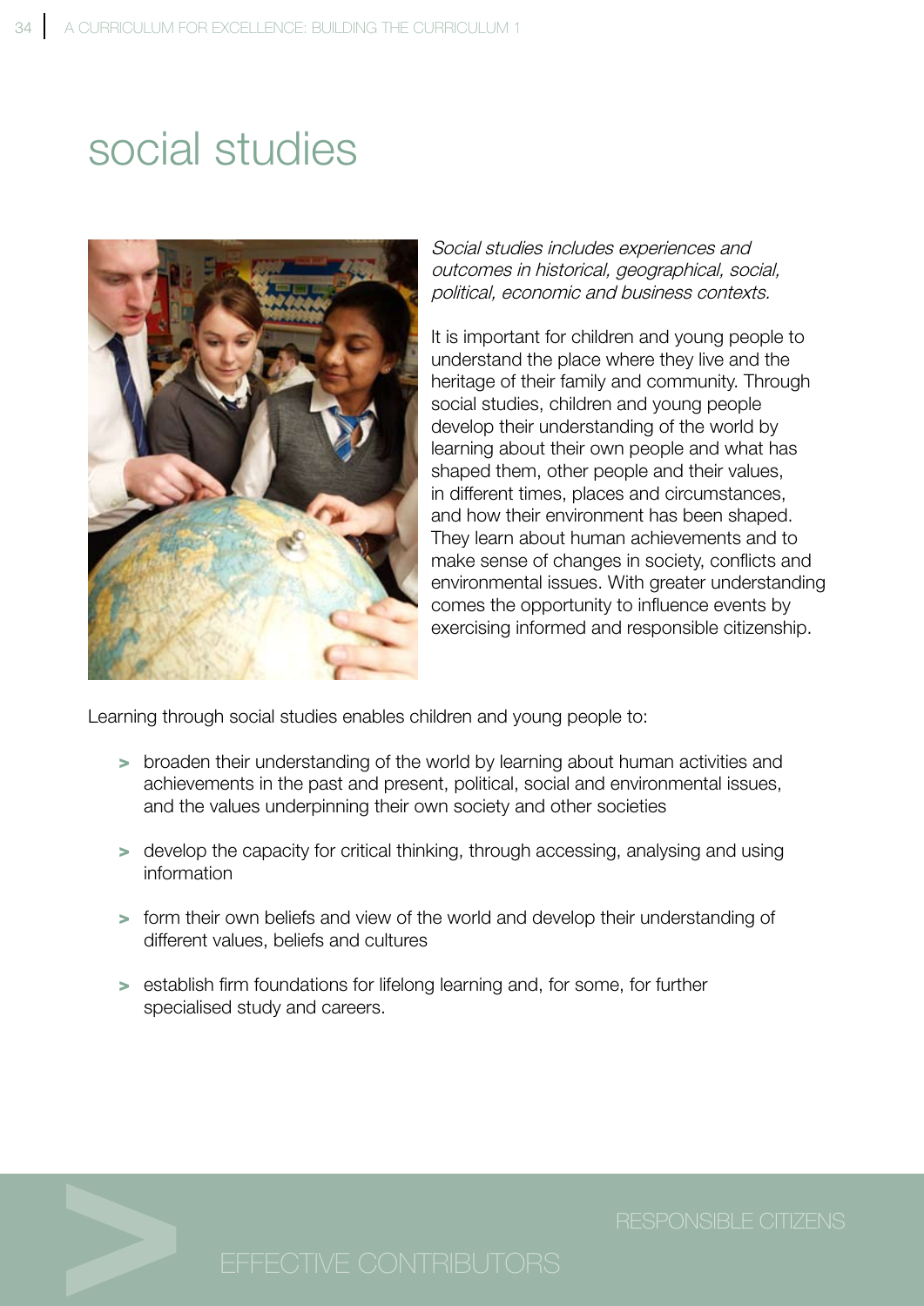# social studies

*Social studies includes experiences and outcomes in historical, geographical, social, political, economic and business contexts.*

It is important for children and young people to understand the place where they live and the heritage of their family and community. Through social studies, children and young people develop their understanding of the world by learning about their own people and what has shaped them, other people and their values, in different times, places and circumstances, and how their environment has been shaped. They learn about human achievements and to make sense of changes in society, conflicts and environmental issues. With greater understanding comes the opportunity to influence events by exercising informed and responsible citizenship.

Learning through social studies enables children and young people to:

- broaden their understanding of the world by learning about human activities and achievements in the past and present, political, social and environmental issues, and the values underpinning their own society and other societies
- develop the capacity for critical thinking, through accessing, analysing and using information
- form their own beliefs and view of the world and develop their understanding of different values, beliefs and cultures
- establish firm foundations for lifelong learning and, for some, for further specialised study and careers.

RESPONSIBLE CITIZENS

EFFECTIVE CONTRIBUTORS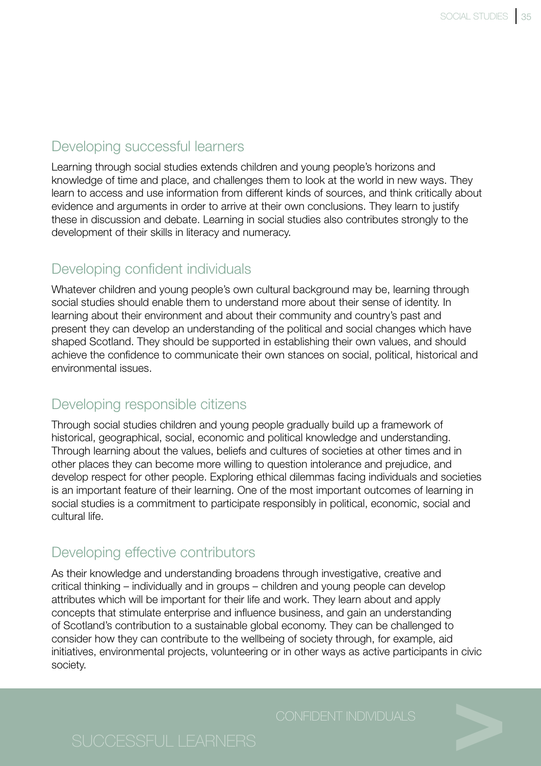## Developing successful learners

Learning through social studies extends children and young people's horizons and knowledge of time and place, and challenges them to look at the world in new ways. They learn to access and use information from different kinds of sources, and think critically about evidence and arguments in order to arrive at their own conclusions. They learn to justify these in discussion and debate. Learning in social studies also contributes strongly to the development of their skills in literacy and numeracy.

## Developing confident individuals

Whatever children and young people's own cultural background may be, learning through social studies should enable them to understand more about their sense of identity. In learning about their environment and about their community and country's past and present they can develop an understanding of the political and social changes which have shaped Scotland. They should be supported in establishing their own values, and should achieve the confidence to communicate their own stances on social, political, historical and environmental issues.

## Developing responsible citizens

Through social studies children and young people gradually build up a framework of historical, geographical, social, economic and political knowledge and understanding. Through learning about the values, beliefs and cultures of societies at other times and in other places they can become more willing to question intolerance and prejudice, and develop respect for other people. Exploring ethical dilemmas facing individuals and societies is an important feature of their learning. One of the most important outcomes of learning in social studies is a commitment to participate responsibly in political, economic, social and cultural life.

## Developing effective contributors

As their knowledge and understanding broadens through investigative, creative and critical thinking – individually and in groups – children and young people can develop attributes which will be important for their life and work. They learn about and apply concepts that stimulate enterprise and influence business, and gain an understanding of Scotland's contribution to a sustainable global economy. They can be challenged to consider how they can contribute to the wellbeing of society through, for example, aid initiatives, environmental projects, volunteering or in other ways as active participants in civic society.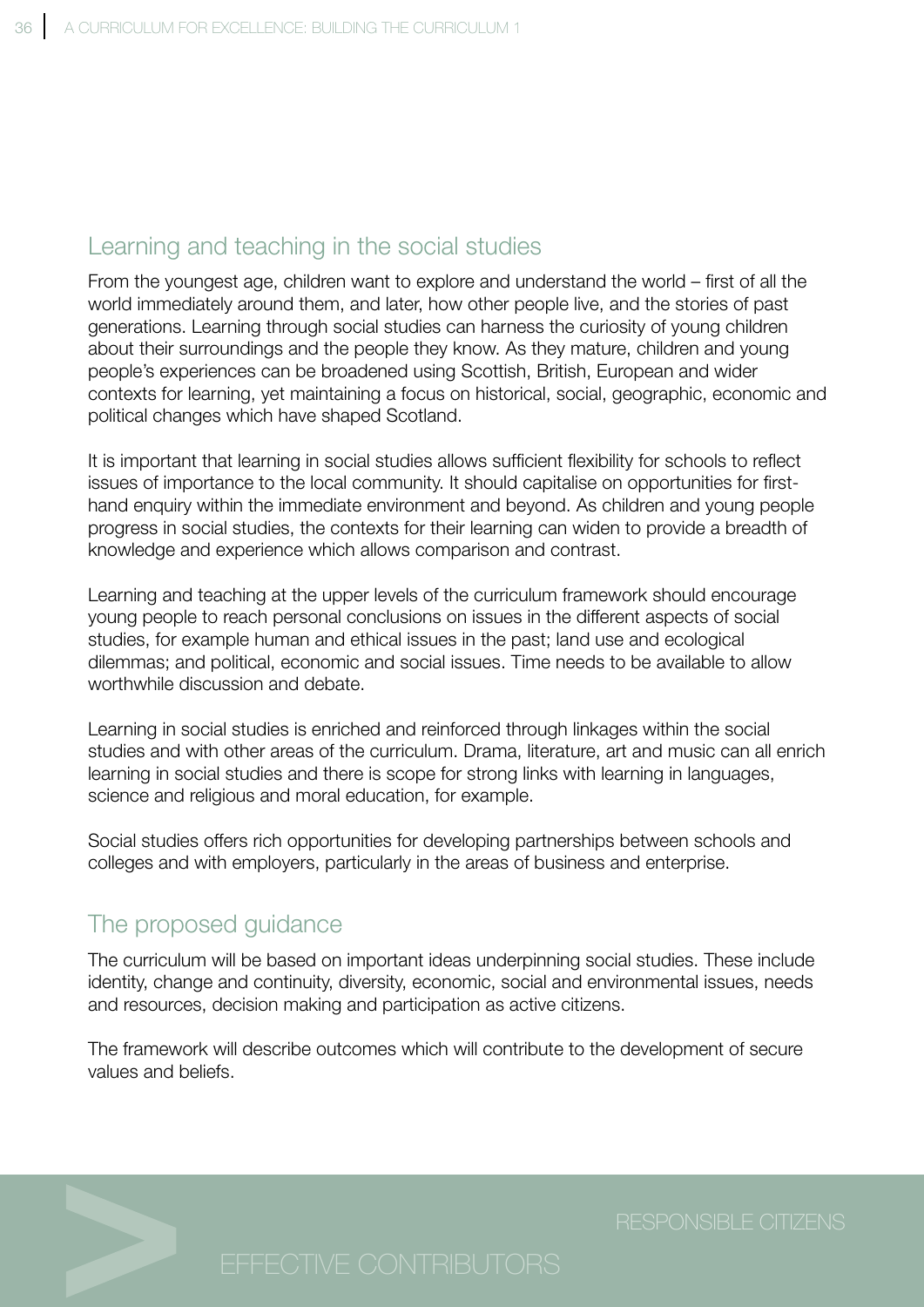## Learning and teaching in the social studies

From the youngest age, children want to explore and understand the world – first of all the world immediately around them, and later, how other people live, and the stories of past generations. Learning through social studies can harness the curiosity of young children about their surroundings and the people they know. As they mature, children and young people's experiences can be broadened using Scottish, British, European and wider contexts for learning, yet maintaining a focus on historical, social, geographic, economic and political changes which have shaped Scotland.

It is important that learning in social studies allows sufficient flexibility for schools to reflect issues of importance to the local community. It should capitalise on opportunities for first-hand enquiry within the immediate environment and beyond. As children and young people progress in social studies, the contexts for their learning can widen to provide a breadth of knowledge and experience which allows comparison and contrast.

Learning and teaching at the upper levels of the curriculum framework should encourage young people to reach personal conclusions on issues in the different aspects of social studies, for example human and ethical issues in the past; land use and ecological dilemmas; and political, economic and social issues. Time needs to be available to allow worthwhile discussion and debate.

Learning in social studies is enriched and reinforced through linkages within the social studies and with other areas of the curriculum. Drama, literature, art and music can all enrich learning in social studies and there is scope for strong links with learning in languages, science and religious and moral education, for example.

Social studies offers rich opportunities for developing partnerships between schools and colleges and with employers, particularly in the areas of business and enterprise.

## The proposed guidance

The curriculum will be based on important ideas underpinning social studies. These include identity, change and continuity, diversity, economic, social and environmental issues, needs and resources, decision making and participation as active citizens.

The framework will describe outcomes which will contribute to the development of secure values and beliefs.

RESPONSIBLE CITIZENS

EFFECTIVE CONTRIBUTORS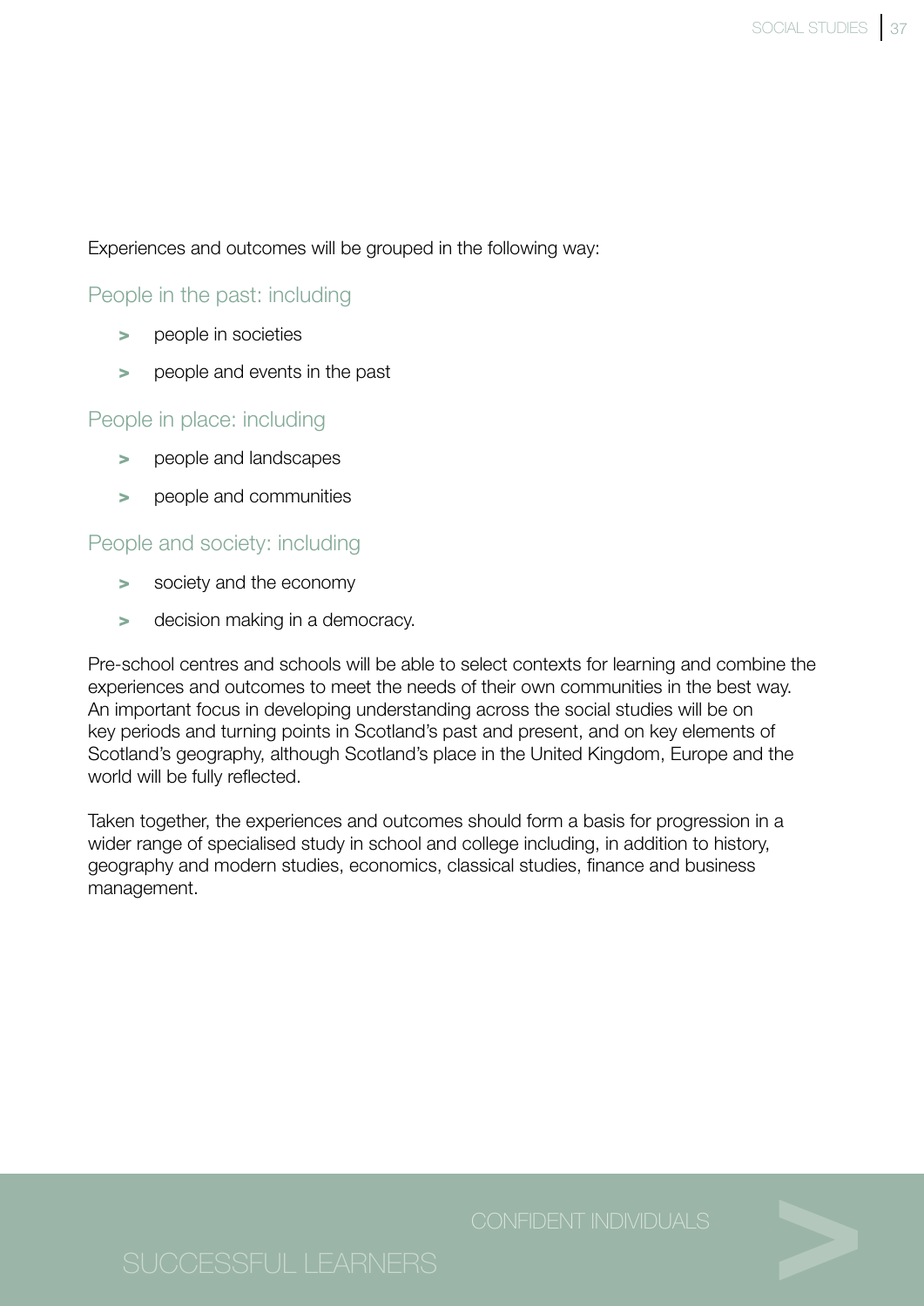Experiences and outcomes will be grouped in the following way:

### People in the past: including

- people in societies
- people and events in the past

### People in place: including

- people and landscapes
- people and communities

### People and society: including

- society and the economy
- decision making in a democracy.

Pre-school centres and schools will be able to select contexts for learning and combine the experiences and outcomes to meet the needs of their own communities in the best way. An important focus in developing understanding across the social studies will be on key periods and turning points in Scotland's past and present, and on key elements of Scotland's geography, although Scotland's place in the United Kingdom, Europe and the world will be fully reflected.

Taken together, the experiences and outcomes should form a basis for progression in a wider range of specialised study in school and college including, in addition to history, geography and modern studies, economics, classical studies, finance and business management.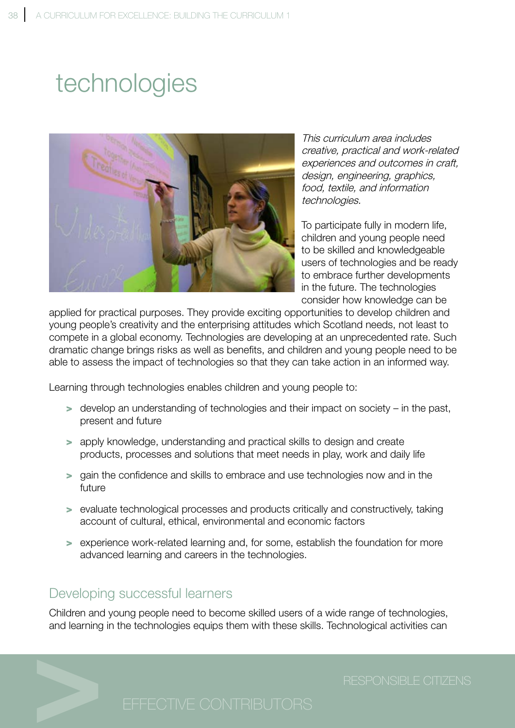# technologies

*This curriculum area includes creative, practical and work-related experiences and outcomes in craft, design, engineering, graphics, food, textile, and information technologies.*

To participate fully in modern life, children and young people need to be skilled and knowledgeable users of technologies and be ready to embrace further developments in the future. The technologies consider how knowledge can be applied for practical purposes. They provide exciting opportunities to develop children and young people's creativity and the enterprising attitudes which Scotland needs, not least to compete in a global economy. Technologies are developing at an unprecedented rate. Such dramatic change brings risks as well as benefits, and children and young people need to be able to assess the impact of technologies so that they can take action in an informed way.

Learning through technologies enables children and young people to:

- develop an understanding of technologies and their impact on society – in the past, present and future
- apply knowledge, understanding and practical skills to design and create products, processes and solutions that meet needs in play, work and daily life
- gain the confidence and skills to embrace and use technologies now and in the future
- evaluate technological processes and products critically and constructively, taking account of cultural, ethical, environmental and economic factors
- experience work-related learning and, for some, establish the foundation for more advanced learning and careers in the technologies.

## Developing successful learners

Children and young people need to become skilled users of a wide range of technologies, and learning in the technologies equips them with these skills. Technological activities can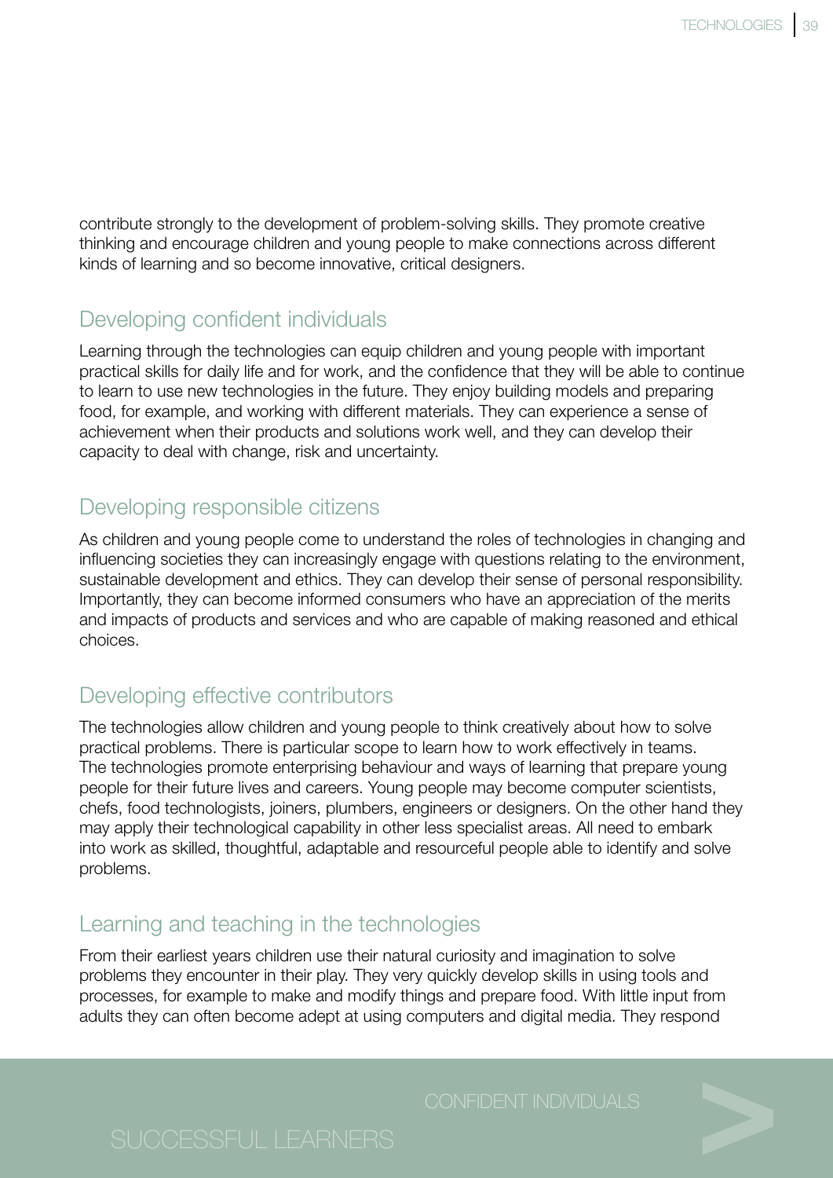contribute strongly to the development of problem-solving skills. They promote creative thinking and encourage children and young people to make connections across different kinds of learning and so become innovative, critical designers.

## Developing confident individuals

Learning through the technologies can equip children and young people with important practical skills for daily life and for work, and the confidence that they will be able to continue to learn to use new technologies in the future. They enjoy building models and preparing food, for example, and working with different materials. They can experience a sense of achievement when their products and solutions work well, and they can develop their capacity to deal with change, risk and uncertainty.

## Developing responsible citizens

As children and young people come to understand the roles of technologies in changing and influencing societies they can increasingly engage with questions relating to the environment, sustainable development and ethics. They can develop their sense of personal responsibility. Importantly, they can become informed consumers who have an appreciation of the merits and impacts of products and services and who are capable of making reasoned and ethical choices.

## Developing effective contributors

The technologies allow children and young people to think creatively about how to solve practical problems. There is particular scope to learn how to work effectively in teams. The technologies promote enterprising behaviour and ways of learning that prepare young people for their future lives and careers. Young people may become computer scientists, chefs, food technologists, joiners, plumbers, engineers or designers. On the other hand they may apply their technological capability in other less specialist areas. All need to embark into work as skilled, thoughtful, adaptable and resourceful people able to identify and solve problems.

## Learning and teaching in the technologies

From their earliest years children use their natural curiosity and imagination to solve problems they encounter in their play. They very quickly develop skills in using tools and processes, for example to make and modify things and prepare food. With little input from adults they can often become adept at using computers and digital media. They respond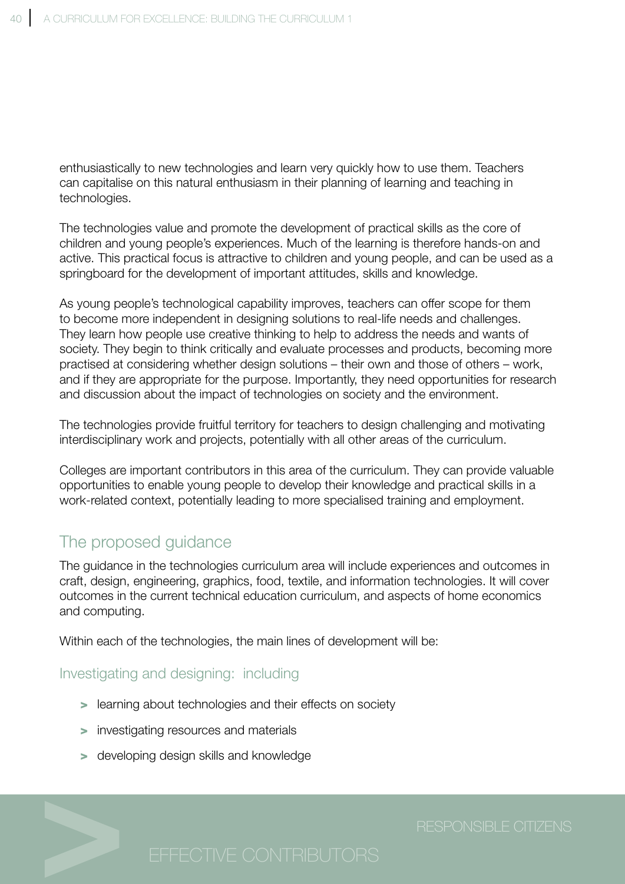enthusiastically to new technologies and learn very quickly how to use them. Teachers can capitalise on this natural enthusiasm in their planning of learning and teaching in technologies.

The technologies value and promote the development of practical skills as the core of children and young people's experiences. Much of the learning is therefore hands-on and active. This practical focus is attractive to children and young people, and can be used as a springboard for the development of important attitudes, skills and knowledge.

As young people's technological capability improves, teachers can offer scope for them to become more independent in designing solutions to real-life needs and challenges. They learn how people use creative thinking to help to address the needs and wants of society. They begin to think critically and evaluate processes and products, becoming more practised at considering whether design solutions – their own and those of others – work, and if they are appropriate for the purpose. Importantly, they need opportunities for research and discussion about the impact of technologies on society and the environment.

The technologies provide fruitful territory for teachers to design challenging and motivating interdisciplinary work and projects, potentially with all other areas of the curriculum.

Colleges are important contributors in this area of the curriculum. They can provide valuable opportunities to enable young people to develop their knowledge and practical skills in a work-related context, potentially leading to more specialised training and employment.

## The proposed guidance

The guidance in the technologies curriculum area will include experiences and outcomes in craft, design, engineering, graphics, food, textile, and information technologies. It will cover outcomes in the current technical education curriculum, and aspects of home economics and computing.

Within each of the technologies, the main lines of development will be:

### Investigating and designing: including

- learning about technologies and their effects on society
- investigating resources and materials
- developing design skills and knowledge

RESPONSIBLE CITIZENS

EFFECTIVE CONTRIBUTORS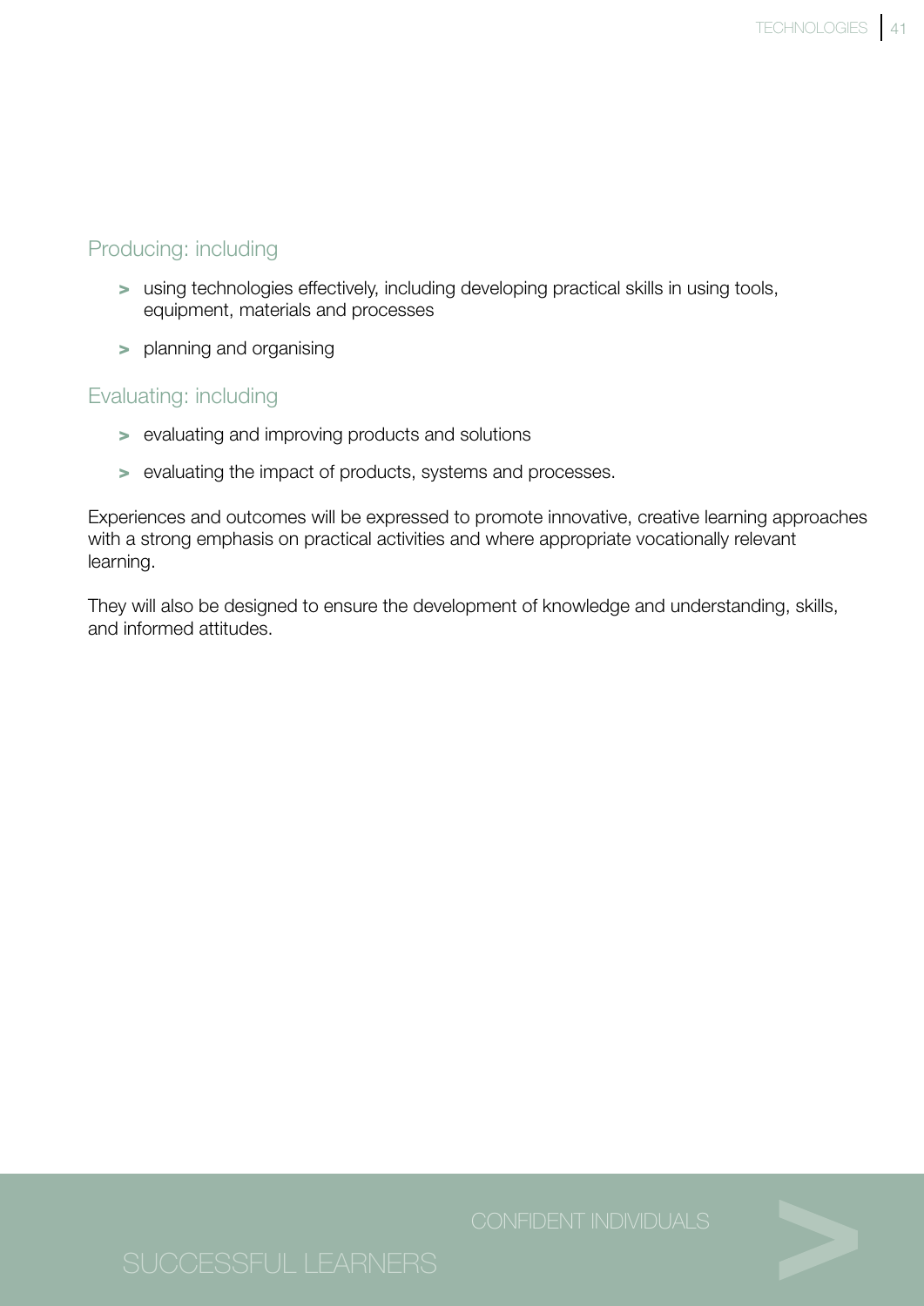### Producing: including

- using technologies effectively, including developing practical skills in using tools, equipment, materials and processes
- planning and organising

### Evaluating: including

- evaluating and improving products and solutions
- evaluating the impact of products, systems and processes.

Experiences and outcomes will be expressed to promote innovative, creative learning approaches with a strong emphasis on practical activities and where appropriate vocationally relevant learning.

They will also be designed to ensure the development of knowledge and understanding, skills, and informed attitudes.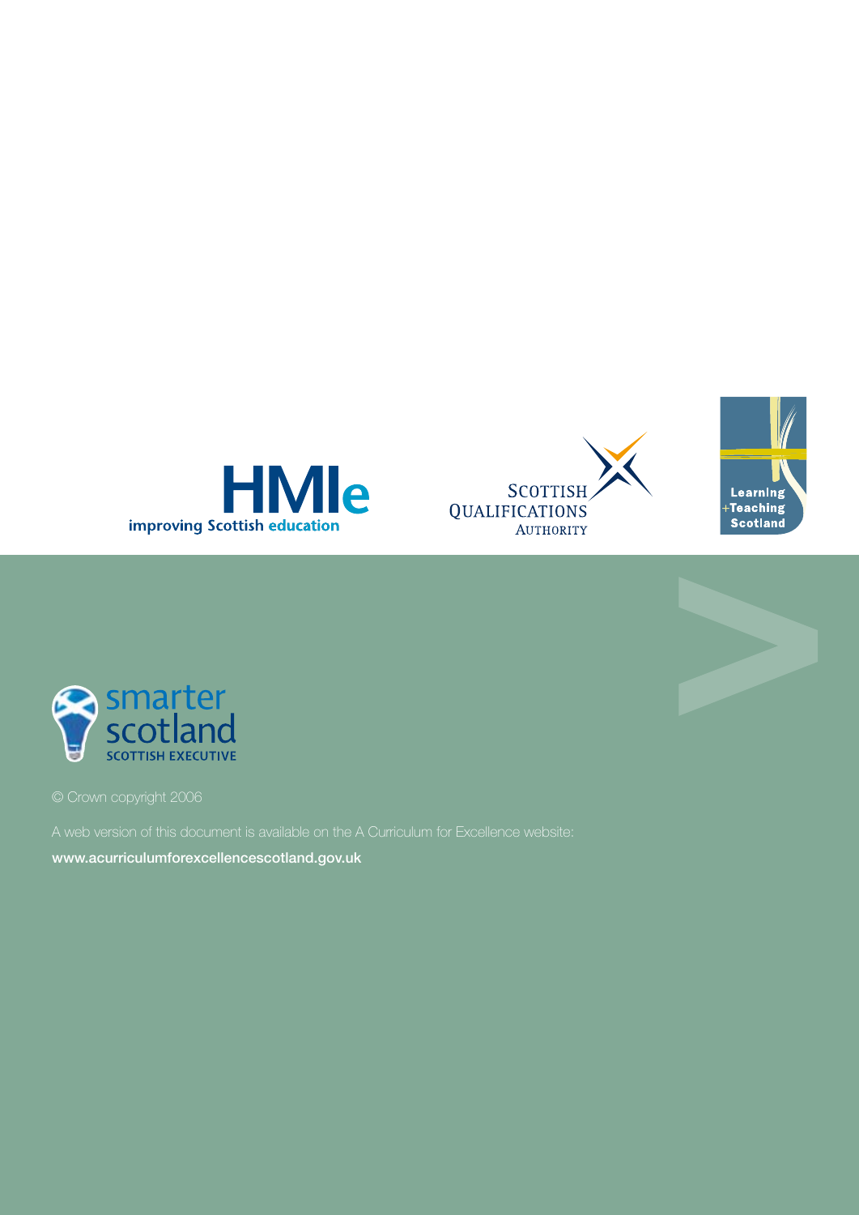HMIe

improving Scottish education

SCOTTISH QUALIFICATIONS AUTHORITY

Learning +Teaching Scotland

smarter scotland

SCOTTISH EXECUTIVE

© Crown copyright 2006

A web version of this document is available on the A Curriculum for Excellence website:

**www.acurriculumforexcellencescotland.gov.uk**